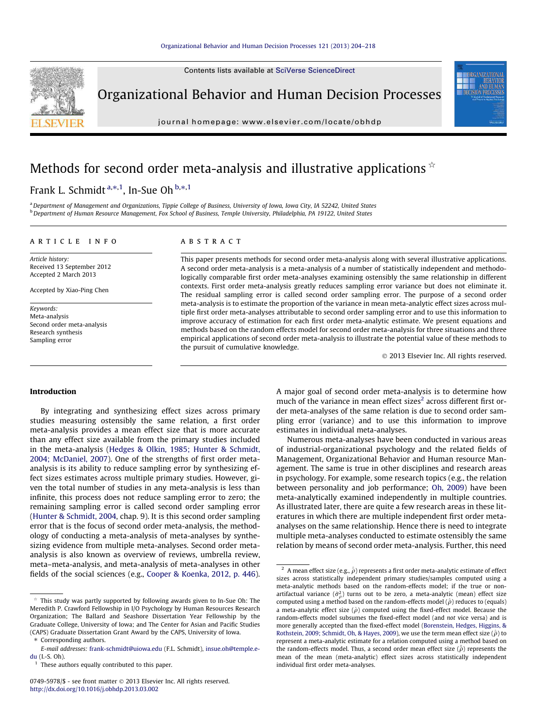# Methods for second order meta-analysis and illustrative applications ☆

Frank L. Schmidt [a,*,1], In-Sue Oh [b,*,1]

[a] Department of Management and Organizations, Tippie College of Business, University of Iowa, Iowa City, IA 52242, United States
[b] Department of Human Resource Management, Fox School of Business, Temple University, Philadelphia, PA 19122, United States

## ARTICLE INFO

*Article history:*
Received 13 September 2012
Accepted 2 March 2013

Accepted by Xiao-Ping Chen

*Keywords:*
Meta-analysis
Second order meta-analysis
Research synthesis
Sampling error

## ABSTRACT

This paper presents methods for second order meta-analysis along with several illustrative applications. A second order meta-analysis is a meta-analysis of a number of statistically independent and methodologically comparable first order meta-analyses examining ostensibly the same relationship in different contexts. First order meta-analysis greatly reduces sampling error variance but does not eliminate it. The residual sampling error is called second order sampling error. The purpose of a second order meta-analysis is to estimate the proportion of the variance in mean meta-analytic effect sizes across multiple first order meta-analyses attributable to second order sampling error and to use this information to improve accuracy of estimation for each first order meta-analytic estimate. We present equations and methods based on the random effects model for second order meta-analysis for three situations and three empirical applications of second order meta-analysis to illustrate the potential value of these methods to the pursuit of cumulative knowledge.

© 2013 Elsevier Inc. All rights reserved.

## Introduction

By integrating and synthesizing effect sizes across primary studies measuring ostensibly the same relation, a first order meta-analysis provides a mean effect size that is more accurate than any effect size available from the primary studies included in the meta-analysis (Hedges & Olkin, 1985; Hunter & Schmidt, 2004; McDaniel, 2007). One of the strengths of first order meta-analysis is its ability to reduce sampling error by synthesizing effect sizes estimates across multiple primary studies. However, given the total number of studies in any meta-analysis is less than infinite, this process does not reduce sampling error to zero; the remaining sampling error is called second order sampling error (Hunter & Schmidt, 2004, chap. 9). It is this second order sampling error that is the focus of second order meta-analysis, the methodology of conducting a meta-analysis of meta-analyses by synthesizing evidence from multiple meta-analyses. Second order meta-analysis is also known as overview of reviews, umbrella review, meta–meta-analysis, and meta-analysis of meta-analyses in other fields of the social sciences (e.g., Cooper & Koenka, 2012, p. 446).

A major goal of second order meta-analysis is to determine how much of the variance in mean effect sizes[2] across different first order meta-analyses of the same relation is due to second order sampling error (variance) and to use this information to improve estimates in individual meta-analyses.

Numerous meta-analyses have been conducted in various areas of industrial-organizational psychology and the related fields of Management, Organizational Behavior and Human resource Management. The same is true in other disciplines and research areas in psychology. For example, some research topics (e.g., the relation between personality and job performance; Oh, 2009) have been meta-analytically examined independently in multiple countries. As illustrated later, there are quite a few research areas in these literatures in which there are multiple independent first order meta-analyses on the same relationship. Hence there is need to integrate multiple meta-analyses conducted to estimate ostensibly the same relation by means of second order meta-analysis. Further, this need

---

☆ This study was partly supported by following awards given to In-Sue Oh: The Meredith P. Crawford Fellowship in I/O Psychology by Human Resources Research Organization; The Ballard and Seashore Dissertation Year Fellowship by the Graduate College, University of Iowa; and The Center for Asian and Pacific Studies (CAPS) Graduate Dissertation Grant Award by the CAPS, University of Iowa.

\* Corresponding authors.

*E-mail addresses:* frank-schmidt@uiowa.edu (F.L. Schmidt), insue.oh@temple.edu (I.-S. Oh).

[1] These authors equally contributed to this paper.

[2] A mean effect size (e.g., $\hat{\bar{\rho}}$) represents a first order meta-analytic estimate of effect sizes across statistically independent primary studies/samples computed using a meta-analytic methods based on the random-effects model; if the true or non-artifactual variance ($\hat{\sigma}^2_{\rho}$) turns out to be zero, a meta-analytic (mean) effect size computed using a method based on the random-effects model ($\hat{\bar{\rho}}$) reduces to (equals) a meta-analytic effect size ($\hat{\rho}$) computed using the fixed-effect model. Because the random-effects model subsumes the fixed-effect model (and *not* vice versa) and is more generally accepted than the fixed-effect model (Borenstein, Hedges, Higgins, & Rothstein, 2009; Schmidt, Oh, & Hayes, 2009), we use the term mean effect size ($\hat{\bar{\rho}}$) to represent a meta-analytic estimate for a relation computed using a method based on the random-effects model. Thus, a second order mean effect size ($\hat{\bar{\rho}}$) represents the mean of the mean (meta-analytic) effect sizes across statistically independent individual first order meta-analyses.

0749-5978/$ - see front matter © 2013 Elsevier Inc. All rights reserved.
http://dx.doi.org/10.1016/j.obhdp.2013.03.002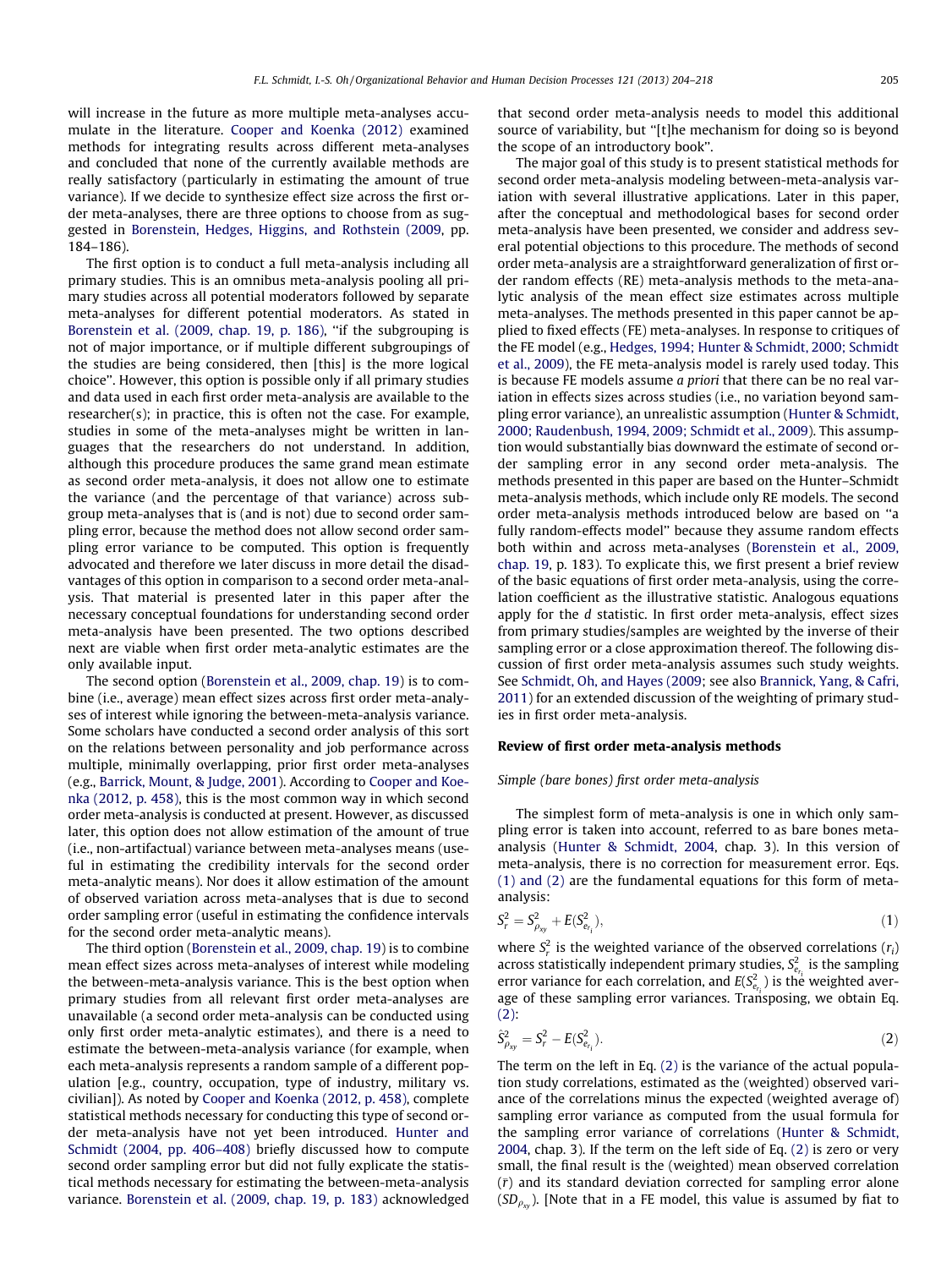will increase in the future as more multiple meta-analyses accumulate in the literature. Cooper and Koenka (2012) examined methods for integrating results across different meta-analyses and concluded that none of the currently available methods are really satisfactory (particularly in estimating the amount of true variance). If we decide to synthesize effect size across the first order meta-analyses, there are three options to choose from as suggested in Borenstein, Hedges, Higgins, and Rothstein (2009, pp. 184–186).

The first option is to conduct a full meta-analysis including all primary studies. This is an omnibus meta-analysis pooling all primary studies across all potential moderators followed by separate meta-analyses for different potential moderators. As stated in Borenstein et al. (2009, chap. 19, p. 186), "if the subgrouping is not of major importance, or if multiple different subgroupings of the studies are being considered, then [this] is the more logical choice". However, this option is possible only if all primary studies and data used in each first order meta-analysis are available to the researcher(s); in practice, this is often not the case. For example, studies in some of the meta-analyses might be written in languages that the researchers do not understand. In addition, although this procedure produces the same grand mean estimate as second order meta-analysis, it does not allow one to estimate the variance (and the percentage of that variance) across subgroup meta-analyses that is (and is not) due to second order sampling error, because the method does not allow second order sampling error variance to be computed. This option is frequently advocated and therefore we later discuss in more detail the disadvantages of this option in comparison to a second order meta-analysis. That material is presented later in this paper after the necessary conceptual foundations for understanding second order meta-analysis have been presented. The two options described next are viable when first order meta-analytic estimates are the only available input.

The second option (Borenstein et al., 2009, chap. 19) is to combine (i.e., average) mean effect sizes across first order meta-analyses of interest while ignoring the between-meta-analysis variance. Some scholars have conducted a second order analysis of this sort on the relations between personality and job performance across multiple, minimally overlapping, prior first order meta-analyses (e.g., Barrick, Mount, & Judge, 2001). According to Cooper and Koenka (2012, p. 458), this is the most common way in which second order meta-analysis is conducted at present. However, as discussed later, this option does not allow estimation of the amount of true (i.e., non-artifactual) variance between meta-analyses means (useful in estimating the credibility intervals for the second order meta-analytic means). Nor does it allow estimation of the amount of observed variation across meta-analyses that is due to second order sampling error (useful in estimating the confidence intervals for the second order meta-analytic means).

The third option (Borenstein et al., 2009, chap. 19) is to combine mean effect sizes across meta-analyses of interest while modeling the between-meta-analysis variance. This is the best option when primary studies from all relevant first order meta-analyses are unavailable (a second order meta-analysis can be conducted using only first order meta-analytic estimates), and there is a need to estimate the between-meta-analysis variance (for example, when each meta-analysis represents a random sample of a different population [e.g., country, occupation, type of industry, military vs. civilian]). As noted by Cooper and Koenka (2012, p. 458), complete statistical methods necessary for conducting this type of second order meta-analysis have not yet been introduced. Hunter and Schmidt (2004, pp. 406–408) briefly discussed how to compute second order sampling error but did not fully explicate the statistical methods necessary for estimating the between-meta-analysis variance. Borenstein et al. (2009, chap. 19, p. 183) acknowledged that second order meta-analysis needs to model this additional source of variability, but "[t]he mechanism for doing so is beyond the scope of an introductory book".

The major goal of this study is to present statistical methods for second order meta-analysis modeling between-meta-analysis variation with several illustrative applications. Later in this paper, after the conceptual and methodological bases for second order meta-analysis have been presented, we consider and address several potential objections to this procedure. The methods of second order meta-analysis are a straightforward generalization of first order random effects (RE) meta-analysis methods to the meta-analytic analysis of the mean effect size estimates across multiple meta-analyses. The methods presented in this paper cannot be applied to fixed effects (FE) meta-analyses. In response to critiques of the FE model (e.g., Hedges, 1994; Hunter & Schmidt, 2000; Schmidt et al., 2009), the FE meta-analysis model is rarely used today. This is because FE models assume *a priori* that there can be no real variation in effects sizes across studies (i.e., no variation beyond sampling error variance), an unrealistic assumption (Hunter & Schmidt, 2000; Raudenbush, 1994, 2009; Schmidt et al., 2009). This assumption would substantially bias downward the estimate of second order sampling error in any second order meta-analysis. The methods presented in this paper are based on the Hunter–Schmidt meta-analysis methods, which include only RE models. The second order meta-analysis methods introduced below are based on "a fully random-effects model" because they assume random effects both within and across meta-analyses (Borenstein et al., 2009, chap. 19, p. 183). To explicate this, we first present a brief review of the basic equations of first order meta-analysis, using the correlation coefficient as the illustrative statistic. Analogous equations apply for the *d* statistic. In first order meta-analysis, effect sizes from primary studies/samples are weighted by the inverse of their sampling error or a close approximation thereof. The following discussion of first order meta-analysis assumes such study weights. See Schmidt, Oh, and Hayes (2009; see also Brannick, Yang, & Cafri, 2011) for an extended discussion of the weighting of primary studies in first order meta-analysis.

## Review of first order meta-analysis methods

### *Simple (bare bones) first order meta-analysis*

The simplest form of meta-analysis is one in which only sampling error is taken into account, referred to as bare bones meta-analysis (Hunter & Schmidt, 2004, chap. 3). In this version of meta-analysis, there is no correction for measurement error. Eqs. (1) and (2) are the fundamental equations for this form of meta-analysis:

$$S_r^2 = S_{\rho_{xy}}^2 + E(S_{e_{r_i}}^2), \tag{1}$$

where $S_r^2$ is the weighted variance of the observed correlations ($r_i$) across statistically independent primary studies, $S_{e_{r_i}}^2$ is the sampling error variance for each correlation, and $E(S_{e_{r_i}}^2)$ is the weighted average of these sampling error variances. Transposing, we obtain Eq. (2):

$$\hat{S}_{\rho_{xy}}^2 = S_r^2 - E(S_{e_{r_i}}^2). \tag{2}$$

The term on the left in Eq. (2) is the variance of the actual population study correlations, estimated as the (weighted) observed variance of the correlations minus the expected (weighted average of) sampling error variance as computed from the usual formula for the sampling error variance of correlations (Hunter & Schmidt, 2004, chap. 3). If the term on the left side of Eq. (2) is zero or very small, the final result is the (weighted) mean observed correlation ($\bar{r}$) and its standard deviation corrected for sampling error alone ($SD_{\rho_{xy}}$). [Note that in a FE model, this value is assumed by fiat to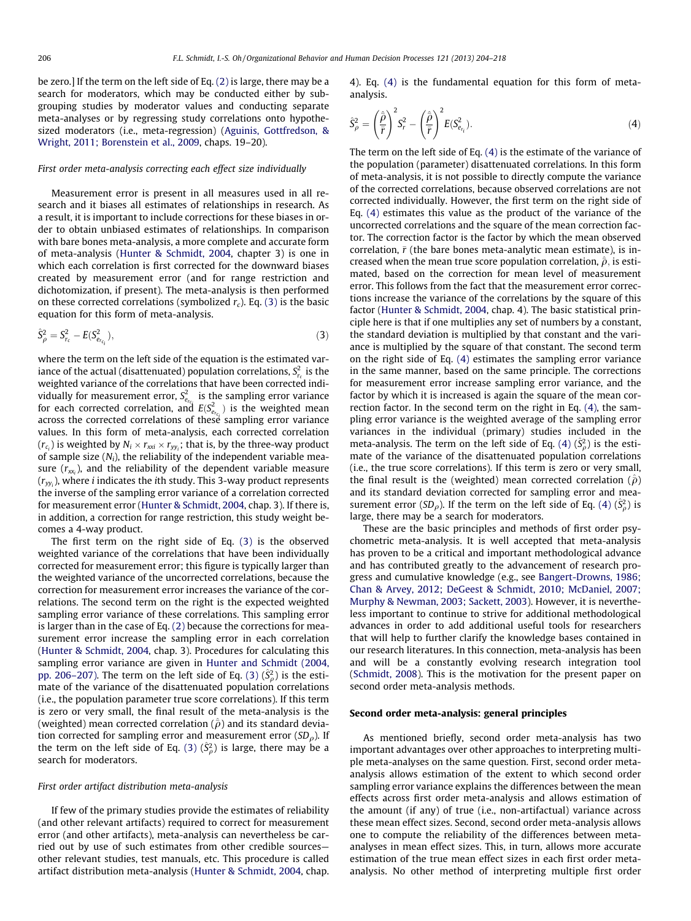be zero.] If the term on the left side of Eq. (2) is large, there may be a search for moderators, which may be conducted either by subgrouping studies by moderator values and conducting separate meta-analyses or by regressing study correlations onto hypothesized moderators (i.e., meta-regression) (Aguinis, Gottfredson, & Wright, 2011; Borenstein et al., 2009, chaps. 19–20).

### *First order meta-analysis correcting each effect size individually*

Measurement error is present in all measures used in all research and it biases all estimates of relationships in research. As a result, it is important to include corrections for these biases in order to obtain unbiased estimates of relationships. In comparison with bare bones meta-analysis, a more complete and accurate form of meta-analysis (Hunter & Schmidt, 2004, chapter 3) is one in which each correlation is first corrected for the downward biases created by measurement error (and for range restriction and dichotomization, if present). The meta-analysis is then performed on these corrected correlations (symbolized $r_c$). Eq. (3) is the basic equation for this form of meta-analysis.

$$\hat{S}^2_\rho = S^2_{r_c} - E(S^2_{e_{r_{c_i}}}), \tag{3}$$

where the term on the left side of the equation is the estimated variance of the actual (disattenuated) population correlations, $S^2_{r_c}$ is the weighted variance of the correlations that have been corrected individually for measurement error, $S^2_{e_{r_{c_i}}}$ is the sampling error variance for each corrected correlation, and $E(S^2_{e_{r_{c_i}}})$ is the weighted mean across the corrected correlations of these sampling error variance values. In this form of meta-analysis, each corrected correlation ($r_{c_i}$) is weighted by $N_i \times r_{xx_i} \times r_{yy_i}$; that is, by the three-way product of sample size ($N_i$), the reliability of the independent variable measure ($r_{xx_i}$), and the reliability of the dependent variable measure ($r_{yy_i}$), where $i$ indicates the $i$th study. This 3-way product represents the inverse of the sampling error variance of a correlation corrected for measurement error (Hunter & Schmidt, 2004, chap. 3). If there is, in addition, a correction for range restriction, this study weight becomes a 4-way product.

The first term on the right side of Eq. (3) is the observed weighted variance of the correlations that have been individually corrected for measurement error; this figure is typically larger than the weighted variance of the uncorrected correlations, because the correction for measurement error increases the variance of the correlations. The second term on the right is the expected weighted sampling error variance of these correlations. This sampling error is larger than in the case of Eq. (2) because the corrections for measurement error increase the sampling error in each correlation (Hunter & Schmidt, 2004, chap. 3). Procedures for calculating this sampling error variance are given in Hunter and Schmidt (2004, pp. 206–207). The term on the left side of Eq. (3) ($\hat{S}^2_\rho$) is the estimate of the variance of the disattenuated population correlations (i.e., the population parameter true score correlations). If this term is zero or very small, the final result of the meta-analysis is the (weighted) mean corrected correlation ($\hat{\rho}$) and its standard deviation corrected for sampling error and measurement error ($SD_\rho$). If the term on the left side of Eq. (3) ($\hat{S}^2_\rho$) is large, there may be a search for moderators.

### *First order artifact distribution meta-analysis*

If few of the primary studies provide the estimates of reliability (and other relevant artifacts) required to correct for measurement error (and other artifacts), meta-analysis can nevertheless be carried out by use of such estimates from other credible sources—other relevant studies, test manuals, etc. This procedure is called artifact distribution meta-analysis (Hunter & Schmidt, 2004, chap. 4). Eq. (4) is the fundamental equation for this form of meta-analysis.

$$\hat{S}^2_\rho = \left(\frac{\hat{\bar{\rho}}}{\bar{r}}\right)^2 S^2_r - \left(\frac{\hat{\bar{\rho}}}{\bar{r}}\right)^2 E(S^2_{e_{r_i}}). \tag{4}$$

The term on the left side of Eq. (4) is the estimate of the variance of the population (parameter) disattenuated correlations. In this form of meta-analysis, it is not possible to directly compute the variance of the corrected correlations, because observed correlations are not corrected individually. However, the first term on the right side of Eq. (4) estimates this value as the product of the variance of the uncorrected correlations and the square of the mean correction factor. The correction factor is the factor by which the mean observed correlation, $\bar{r}$ (the bare bones meta-analytic mean estimate), is increased when the mean true score population correlation, $\hat{\bar{\rho}}$, is estimated, based on the correction for mean level of measurement error. This follows from the fact that the measurement error corrections increase the variance of the correlations by the square of this factor (Hunter & Schmidt, 2004, chap. 4). The basic statistical principle here is that if one multiplies any set of numbers by a constant, the standard deviation is multiplied by that constant and the variance is multiplied by the square of that constant. The second term on the right side of Eq. (4) estimates the sampling error variance in the same manner, based on the same principle. The corrections for measurement error increase sampling error variance, and the factor by which it is increased is again the square of the mean correction factor. In the second term on the right in Eq. (4), the sampling error variance is the weighted average of the sampling error variances in the individual (primary) studies included in the meta-analysis. The term on the left side of Eq. (4) ($\hat{S}^2_\rho$) is the estimate of the variance of the disattenuated population correlations (i.e., the true score correlations). If this term is zero or very small, the final result is the (weighted) mean corrected correlation ($\hat{\bar{\rho}}$) and its standard deviation corrected for sampling error and measurement error ($SD_\rho$). If the term on the left side of Eq. (4) ($\hat{S}^2_\rho$) is large, there may be a search for moderators.

These are the basic principles and methods of first order psychometric meta-analysis. It is well accepted that meta-analysis has proven to be a critical and important methodological advance and has contributed greatly to the advancement of research progress and cumulative knowledge (e.g., see Bangert-Drowns, 1986; Chan & Arvey, 2012; DeGeest & Schmidt, 2010; McDaniel, 2007; Murphy & Newman, 2003; Sackett, 2003). However, it is nevertheless important to continue to strive for additional methodological advances in order to add additional useful tools for researchers that will help to further clarify the knowledge bases contained in our research literatures. In this connection, meta-analysis has been and will be a constantly evolving research integration tool (Schmidt, 2008). This is the motivation for the present paper on second order meta-analysis methods.

## Second order meta-analysis: general principles

As mentioned briefly, second order meta-analysis has two important advantages over other approaches to interpreting multiple meta-analyses on the same question. First, second order meta-analysis allows estimation of the extent to which second order sampling error variance explains the differences between the mean effects across first order meta-analysis and allows estimation of the amount (if any) of true (i.e., non-artifactual) variance across these mean effect sizes. Second, second order meta-analysis allows one to compute the reliability of the differences between meta-analyses in mean effect sizes. This, in turn, allows more accurate estimation of the true mean effect sizes in each first order meta-analysis. No other method of interpreting multiple first order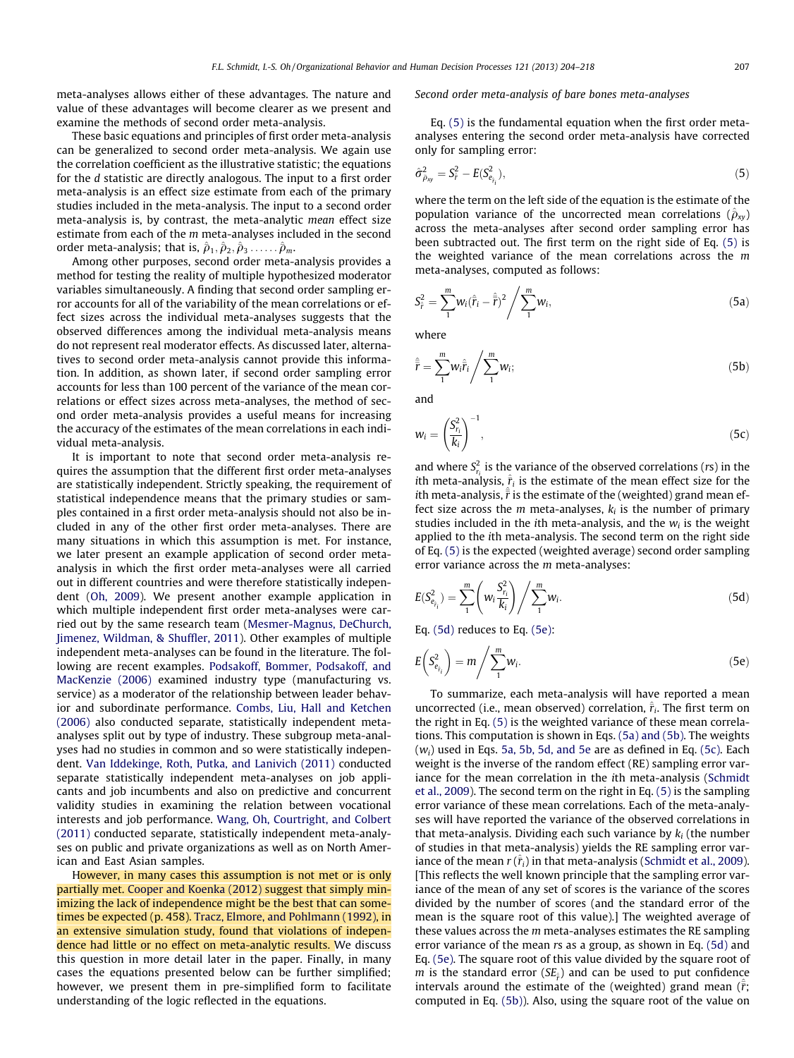meta-analyses allows either of these advantages. The nature and value of these advantages will become clearer as we present and examine the methods of second order meta-analysis.

These basic equations and principles of first order meta-analysis can be generalized to second order meta-analysis. We again use the correlation coefficient as the illustrative statistic; the equations for the d statistic are directly analogous. The input to a first order meta-analysis is an effect size estimate from each of the primary studies included in the meta-analysis. The input to a second order meta-analysis is, by contrast, the meta-analytic *mean* effect size estimate from each of the m meta-analyses included in the second order meta-analysis; that is, $\hat{\bar{\rho}}_1, \hat{\bar{\rho}}_2, \hat{\bar{\rho}}_3 \ldots\ldots \hat{\bar{\rho}}_m$.

Among other purposes, second order meta-analysis provides a method for testing the reality of multiple hypothesized moderator variables simultaneously. A finding that second order sampling error accounts for all of the variability of the mean correlations or effect sizes across the individual meta-analyses suggests that the observed differences among the individual meta-analysis means do not represent real moderator effects. As discussed later, alternatives to second order meta-analysis cannot provide this information. In addition, as shown later, if second order sampling error accounts for less than 100 percent of the variance of the mean correlations or effect sizes across meta-analyses, the method of second order meta-analysis provides a useful means for increasing the accuracy of the estimates of the mean correlations in each individual meta-analysis.

It is important to note that second order meta-analysis requires the assumption that the different first order meta-analyses are statistically independent. Strictly speaking, the requirement of statistical independence means that the primary studies or samples contained in a first order meta-analysis should not also be included in any of the other first order meta-analyses. There are many situations in which this assumption is met. For instance, we later present an example application of second order meta-analysis in which the first order meta-analyses were all carried out in different countries and were therefore statistically independent (Oh, 2009). We present another example application in which multiple independent first order meta-analyses were carried out by the same research team (Mesmer-Magnus, DeChurch, Jimenez, Wildman, & Shuffler, 2011). Other examples of multiple independent meta-analyses can be found in the literature. The following are recent examples. Podsakoff, Bommer, Podsakoff, and MacKenzie (2006) examined industry type (manufacturing vs. service) as a moderator of the relationship between leader behavior and subordinate performance. Combs, Liu, Hall and Ketchen (2006) also conducted separate, statistically independent meta-analyses split out by type of industry. These subgroup meta-analyses had no studies in common and so were statistically independent. Van Iddekinge, Roth, Putka, and Lanivich (2011) conducted separate statistically independent meta-analyses on job applicants and job incumbents and also on predictive and concurrent validity studies in examining the relation between vocational interests and job performance. Wang, Oh, Courtright, and Colbert (2011) conducted separate, statistically independent meta-analyses on public and private organizations as well as on North American and East Asian samples.

However, in many cases this assumption is not met or is only partially met. Cooper and Koenka (2012) suggest that simply minimizing the lack of independence might be the best that can sometimes be expected (p. 458). Tracz, Elmore, and Pohlmann (1992), in an extensive simulation study, found that violations of independence had little or no effect on meta-analytic results. We discuss this question in more detail later in the paper. Finally, in many cases the equations presented below can be further simplified; however, we present them in pre-simplified form to facilitate understanding of the logic reflected in the equations.

*Second order meta-analysis of bare bones meta-analyses*

Eq. (5) is the fundamental equation when the first order meta-analyses entering the second order meta-analysis have corrected only for sampling error:

$$\hat{\sigma}^2_{\hat{\bar{\rho}}_{xy}} = S^2_{\hat{\bar{r}}} - E(S^2_{e_{\hat{\bar{r}}_i}}), \tag{5}$$

where the term on the left side of the equation is the estimate of the population variance of the uncorrected mean correlations ($\hat{\bar{\rho}}_{xy}$) across the meta-analyses after second order sampling error has been subtracted out. The first term on the right side of Eq. (5) is the weighted variance of the mean correlations across the m meta-analyses, computed as follows:

$$S^2_{\hat{\bar{r}}} = \sum_1^m w_i(\hat{\bar{r}}_i - \bar{\hat{\bar{r}}})^2 \Big/ \sum_1^m w_i, \tag{5a}$$

where

$$\bar{\hat{\bar{r}}} = \sum_1^m w_i \hat{\bar{r}}_i \Big/ \sum_1^m w_i; \tag{5b}$$

and

$$w_i = \left(\frac{S^2_{r_i}}{k_i}\right)^{-1}, \tag{5c}$$

and where $S^2_{r_i}$ is the variance of the observed correlations (rs) in the ith meta-analysis, $\hat{\bar{r}}_i$ is the estimate of the mean effect size for the ith meta-analysis, $\bar{\hat{\bar{r}}}$ is the estimate of the (weighted) grand mean effect size across the m meta-analyses, $k_i$ is the number of primary studies included in the ith meta-analysis, and the $w_i$ is the weight applied to the ith meta-analysis. The second term on the right side of Eq. (5) is the expected (weighted average) second order sampling error variance across the m meta-analyses:

$$E(S^2_{e_{\hat{\bar{r}}_i}}) = \sum_1^m \left(w_i \frac{S^2_{r_i}}{k_i}\right) \Big/ \sum_1^m w_i. \tag{5d}$$

Eq. (5d) reduces to Eq. (5e):

$$E\left(S^2_{e_{\hat{\bar{r}}_i}}\right) = m \Big/ \sum_1^m w_i. \tag{5e}$$

To summarize, each meta-analysis will have reported a mean uncorrected (i.e., mean observed) correlation, $\hat{\bar{r}}_i$. The first term on the right in Eq. (5) is the weighted variance of these mean correlations. This computation is shown in Eqs. (5a) and (5b). The weights ($w_i$) used in Eqs. 5a, 5b, 5d, and 5e are as defined in Eq. (5c). Each weight is the inverse of the random effect (RE) sampling error variance for the mean correlation in the ith meta-analysis (Schmidt et al., 2009). The second term on the right in Eq. (5) is the sampling error variance of these mean correlations. Each of the meta-analyses will have reported the variance of the observed correlations in that meta-analysis. Dividing each such variance by $k_i$ (the number of studies in that meta-analysis) yields the RE sampling error variance of the mean r ($\hat{\bar{r}}_i$) in that meta-analysis (Schmidt et al., 2009). [This reflects the well known principle that the sampling error variance of the mean of any set of scores is the variance of the scores divided by the number of scores (and the standard error of the mean is the square root of this value).] The weighted average of these values across the m meta-analyses estimates the RE sampling error variance of the mean rs as a group, as shown in Eq. (5d) and Eq. (5e). The square root of this value divided by the square root of m is the standard error ($SE_{\bar{\hat{\bar{r}}}}$) and can be used to put confidence intervals around the estimate of the (weighted) grand mean ($\bar{\hat{\bar{r}}}$; computed in Eq. (5b)). Also, using the square root of the value on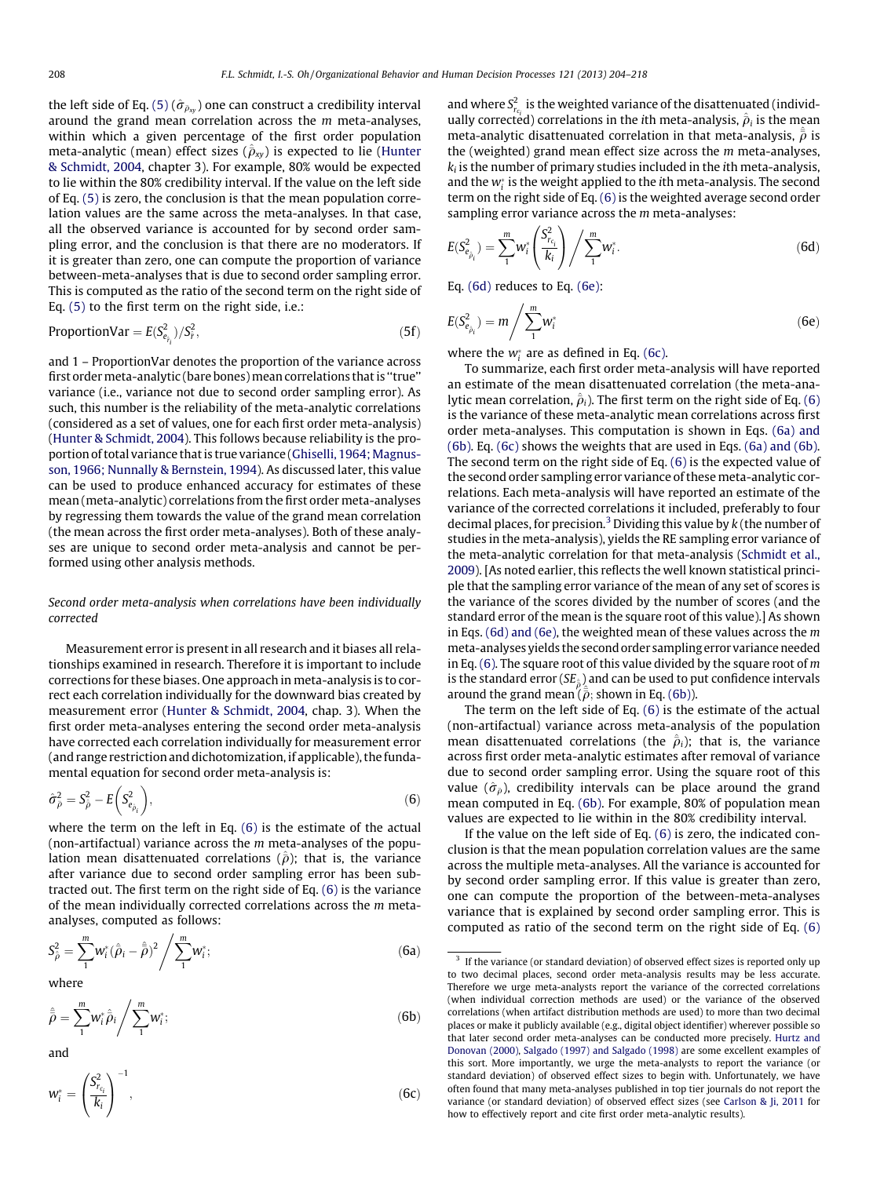the left side of Eq. (5) ($\hat{\sigma}_{\bar{\rho}_{xy}}$) one can construct a credibility interval around the grand mean correlation across the $m$ meta-analyses, within which a given percentage of the first order population meta-analytic (mean) effect sizes ($\bar{\rho}_{xy}$) is expected to lie (Hunter & Schmidt, 2004, chapter 3). For example, 80% would be expected to lie within the 80% credibility interval. If the value on the left side of Eq. (5) is zero, the conclusion is that the mean population correlation values are the same across the meta-analyses. In that case, all the observed variance is accounted for by second order sampling error, and the conclusion is that there are no moderators. If it is greater than zero, one can compute the proportion of variance between-meta-analyses that is due to second order sampling error. This is computed as the ratio of the second term on the right side of Eq. (5) to the first term on the right side, i.e.:

$$\text{ProportionVar} = E(S^2_{e_{\bar{r}_i}})/S^2_{\bar{r}}, \tag{5f}$$

and 1 – ProportionVar denotes the proportion of the variance across first order meta-analytic (bare bones) mean correlations that is "true" variance (i.e., variance not due to second order sampling error). As such, this number is the reliability of the meta-analytic correlations (considered as a set of values, one for each first order meta-analysis) (Hunter & Schmidt, 2004). This follows because reliability is the proportion of total variance that is true variance (Ghiselli, 1964; Magnusson, 1966; Nunnally & Bernstein, 1994). As discussed later, this value can be used to produce enhanced accuracy for estimates of these mean (meta-analytic) correlations from the first order meta-analyses by regressing them towards the value of the grand mean correlation (the mean across the first order meta-analyses). Both of these analyses are unique to second order meta-analysis and cannot be performed using other analysis methods.

*Second order meta-analysis when correlations have been individually corrected*

Measurement error is present in all research and it biases all relationships examined in research. Therefore it is important to include corrections for these biases. One approach in meta-analysis is to correct each correlation individually for the downward bias created by measurement error (Hunter & Schmidt, 2004, chap. 3). When the first order meta-analyses entering the second order meta-analysis have corrected each correlation individually for measurement error (and range restriction and dichotomization, if applicable), the fundamental equation for second order meta-analysis is:

$$\hat{\sigma}^2_{\bar{\rho}} = S^2_{\hat{\bar{\rho}}} - E\left(S^2_{e_{\hat{\bar{\rho}}_i}}\right), \tag{6}$$

where the term on the left in Eq. (6) is the estimate of the actual (non-artifactual) variance across the $m$ meta-analyses of the population mean disattenuated correlations ($\hat{\bar{\rho}}$); that is, the variance after variance due to second order sampling error has been subtracted out. The first term on the right side of Eq. (6) is the variance of the mean individually corrected correlations across the $m$ meta-analyses, computed as follows:

$$S^2_{\hat{\bar{\rho}}} = \sum_1^m w_i^*(\hat{\bar{\rho}}_i - \bar{\hat{\bar{\rho}}})^2 \Bigg/ \sum_1^m w_i^*; \tag{6a}$$

where

$$\bar{\hat{\bar{\rho}}} = \sum_1^m w_i^* \hat{\bar{\rho}}_i \Bigg/ \sum_1^m w_i^*; \tag{6b}$$

and

$$w_i^* = \left(\frac{S^2_{r_{c_i}}}{k_i}\right)^{-1}, \tag{6c}$$

and where $S^2_{r_{c_i}}$ is the weighted variance of the disattenuated (individually corrected) correlations in the $i$th meta-analysis, $\hat{\bar{\rho}}_i$ is the mean meta-analytic disattenuated correlation in that meta-analysis, $\bar{\hat{\bar{\rho}}}$ is the (weighted) grand mean effect size across the $m$ meta-analyses, $k_i$ is the number of primary studies included in the $i$th meta-analysis, and the $w_i^*$ is the weight applied to the $i$th meta-analysis. The second term on the right side of Eq. (6) is the weighted average second order sampling error variance across the $m$ meta-analyses:

$$E(S^2_{e_{\hat{\bar{\rho}}_i}}) = \sum_1^m w_i^* \left(\frac{S^2_{r_{c_i}}}{k_i}\right) \Bigg/ \sum_1^m w_i^*. \tag{6d}$$

Eq. (6d) reduces to Eq. (6e):

$$E(S^2_{e_{\hat{\bar{\rho}}_i}}) = m \Bigg/ \sum_1^m w_i^* \tag{6e}$$

where the $w_i^*$ are as defined in Eq. (6c).

To summarize, each first order meta-analysis will have reported an estimate of the mean disattenuated correlation (the meta-analytic mean correlation, $\hat{\bar{\rho}}_i$). The first term on the right side of Eq. (6) is the variance of these meta-analytic mean correlations across first order meta-analyses. This computation is shown in Eqs. (6a) and (6b). Eq. (6c) shows the weights that are used in Eqs. (6a) and (6b). The second term on the right side of Eq. (6) is the expected value of the second order sampling error variance of these meta-analytic correlations. Each meta-analysis will have reported an estimate of the variance of the corrected correlations it included, preferably to four decimal places, for precision.[3] Dividing this value by $k$ (the number of studies in the meta-analysis), yields the RE sampling error variance of the meta-analytic correlation for that meta-analysis (Schmidt et al., 2009). [As noted earlier, this reflects the well known statistical principle that the sampling error variance of the mean of any set of scores is the variance of the scores divided by the number of scores (and the standard error of the mean is the square root of this value).] As shown in Eqs. (6d) and (6e), the weighted mean of these values across the $m$ meta-analyses yields the second order sampling error variance needed in Eq. (6). The square root of this value divided by the square root of $m$ is the standard error ($SE_{\bar{\hat{\bar{\rho}}}}$) and can be used to put confidence intervals around the grand mean ($\bar{\hat{\bar{\rho}}}$; shown in Eq. (6b)).

The term on the left side of Eq. (6) is the estimate of the actual (non-artifactual) variance across meta-analysis of the population mean disattenuated correlations (the $\hat{\bar{\rho}}_i$); that is, the variance across first order meta-analytic estimates after removal of variance due to second order sampling error. Using the square root of this value ($\hat{\sigma}_{\bar{\rho}}$), credibility intervals can be place around the grand mean computed in Eq. (6b). For example, 80% of population mean values are expected to lie within in the 80% credibility interval.

If the value on the left side of Eq. (6) is zero, the indicated conclusion is that the mean population correlation values are the same across the multiple meta-analyses. All the variance is accounted for by second order sampling error. If this value is greater than zero, one can compute the proportion of the between-meta-analyses variance that is explained by second order sampling error. This is computed as ratio of the second term on the right side of Eq. (6)

[3] If the variance (or standard deviation) of observed effect sizes is reported only up to two decimal places, second order meta-analysis results may be less accurate. Therefore we urge meta-analysts report the variance of the corrected correlations (when individual correction methods are used) or the variance of the observed correlations (when artifact distribution methods are used) to more than two decimal places or make it publicly available (e.g., digital object identifier) wherever possible so that later second order meta-analyses can be conducted more precisely. Hurtz and Donovan (2000), Salgado (1997) and Salgado (1998) are some excellent examples of this sort. More importantly, we urge the meta-analysts to report the variance (or standard deviation) of observed effect sizes to begin with. Unfortunately, we have often found that many meta-analyses published in top tier journals do not report the variance (or standard deviation) of observed effect sizes (see Carlson & Ji, 2011 for how to effectively report and cite first order meta-analytic results).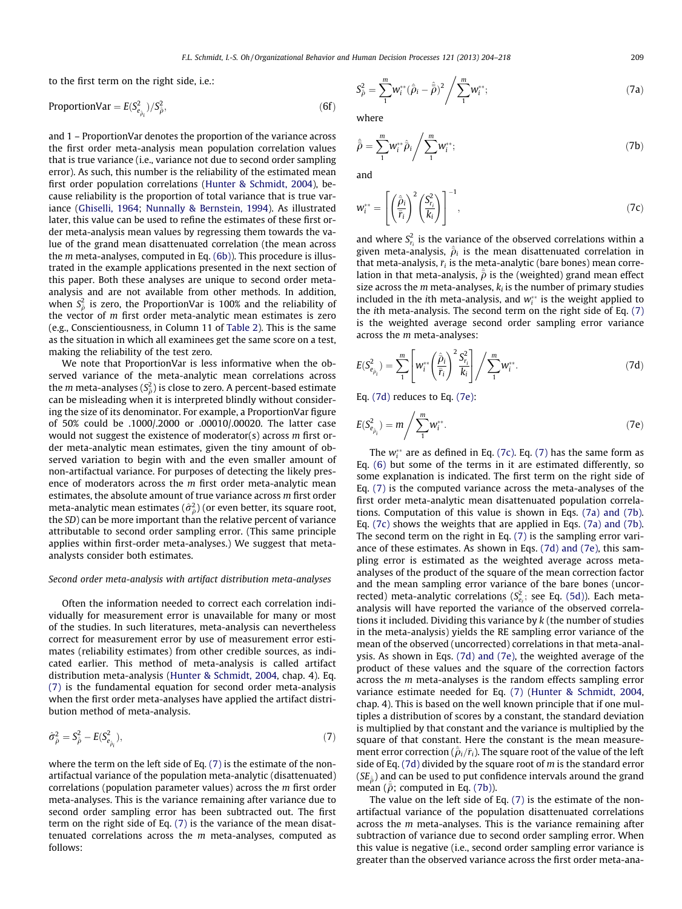to the first term on the right side, i.e.:

$$\text{ProportionVar} = E(S^2_{e_{\hat{\rho}_i}})/S^2_{\hat{\rho}}, \tag{6f}$$

and 1 – ProportionVar denotes the proportion of the variance across the first order meta-analysis mean population correlation values that is true variance (i.e., variance not due to second order sampling error). As such, this number is the reliability of the estimated mean first order population correlations (Hunter & Schmidt, 2004), because reliability is the proportion of total variance that is true variance (Ghiselli, 1964; Nunnally & Bernstein, 1994). As illustrated later, this value can be used to refine the estimates of these first order meta-analysis mean values by regressing them towards the value of the grand mean disattenuated correlation (the mean across the $m$ meta-analyses, computed in Eq. (6b)). This procedure is illustrated in the example applications presented in the next section of this paper. Both these analyses are unique to second order meta-analysis and are not available from other methods. In addition, when $S^2_{\hat{\rho}}$ is zero, the ProportionVar is 100% and the reliability of the vector of $m$ first order meta-analytic mean estimates is zero (e.g., Conscientiousness, in Column 11 of Table 2). This is the same as the situation in which all examinees get the same score on a test, making the reliability of the test zero.

We note that ProportionVar is less informative when the observed variance of the meta-analytic mean correlations across the $m$ meta-analyses ($S^2_{\hat{\rho}}$) is close to zero. A percent-based estimate can be misleading when it is interpreted blindly without considering the size of its denominator. For example, a ProportionVar figure of 50% could be .1000/.2000 or .00010/.00020. The latter case would not suggest the existence of moderator(s) across $m$ first order meta-analytic mean estimates, given the tiny amount of observed variation to begin with and the even smaller amount of non-artifactual variance. For purposes of detecting the likely presence of moderators across the $m$ first order meta-analytic mean estimates, the absolute amount of true variance across $m$ first order meta-analytic mean estimates ($\hat{\sigma}^2_{\bar{\rho}}$) (or even better, its square root, the *SD*) can be more important than the relative percent of variance attributable to second order sampling error. (This same principle applies within first-order meta-analyses.) We suggest that meta-analysts consider both estimates.

*Second order meta-analysis with artifact distribution meta-analyses*

Often the information needed to correct each correlation individually for measurement error is unavailable for many or most of the studies. In such literatures, meta-analysis can nevertheless correct for measurement error by use of measurement error estimates (reliability estimates) from other credible sources, as indicated earlier. This method of meta-analysis is called artifact distribution meta-analysis (Hunter & Schmidt, 2004, chap. 4). Eq. (7) is the fundamental equation for second order meta-analysis when the first order meta-analyses have applied the artifact distribution method of meta-analysis.

$$\hat{\sigma}^2_{\bar{\rho}} = S^2_{\hat{\rho}} - E(S^2_{e_{\hat{\rho}_i}}), \tag{7}$$

where the term on the left side of Eq. (7) is the estimate of the non-artifactual variance of the population meta-analytic (disattenuated) correlations (population parameter values) across the $m$ first order meta-analyses. This is the variance remaining after variance due to second order sampling error has been subtracted out. The first term on the right side of Eq. (7) is the variance of the mean disattenuated correlations across the $m$ meta-analyses, computed as follows:

$$S^2_{\hat{\rho}} = \sum_1^m w_i^{**}(\hat{\rho}_i - \bar{\hat{\rho}})^2 \Big/ \sum_1^m w_i^{**}; \tag{7a}$$

where

$$\bar{\hat{\rho}} = \sum_1^m w_i^{**}\hat{\rho}_i \Big/ \sum_1^m w_i^{**}; \tag{7b}$$

and

$$w_i^{**} = \left[\left(\frac{\hat{\rho}_i}{\bar{r}_i}\right)^2 \left(\frac{S^2_{r_i}}{k_i}\right)\right]^{-1}, \tag{7c}$$

and where $S^2_{r_i}$ is the variance of the observed correlations within a given meta-analysis, $\hat{\rho}_i$ is the mean disattenuated correlation in that meta-analysis, $\bar{r}_i$ is the meta-analytic (bare bones) mean correlation in that meta-analysis, $\bar{\hat{\rho}}$ is the (weighted) grand mean effect size across the $m$ meta-analyses, $k_i$ is the number of primary studies included in the $i$th meta-analysis, and $w_i^{**}$ is the weight applied to the $i$th meta-analysis. The second term on the right side of Eq. (7) is the weighted average second order sampling error variance across the $m$ meta-analyses:

$$E(S^2_{e_{\hat{\rho}_i}}) = \sum_1^m \left[w_i^{**}\left(\frac{\hat{\rho}_i}{\bar{r}_i}\right)^2 \frac{S^2_{r_i}}{k_i}\right] \Big/ \sum_1^m w_i^{**}. \tag{7d}$$

Eq. (7d) reduces to Eq. (7e):

$$E(S^2_{e_{\hat{\rho}_i}}) = m \Big/ \sum_1^m w_i^{**}. \tag{7e}$$

The $w_i^{**}$ are as defined in Eq. (7c). Eq. (7) has the same form as Eq. (6) but some of the terms in it are estimated differently, so some explanation is indicated. The first term on the right side of Eq. (7) is the computed variance across the meta-analyses of the first order meta-analytic mean disattenuated population correlations. Computation of this value is shown in Eqs. (7a) and (7b). Eq. (7c) shows the weights that are applied in Eqs. (7a) and (7b). The second term on the right in Eq. (7) is the sampling error variance of these estimates. As shown in Eqs. (7d) and (7e), this sampling error is estimated as the weighted average across meta-analyses of the product of the square of the mean correction factor and the mean sampling error variance of the bare bones (uncorrected) meta-analytic correlations ($S^2_{e_{\bar{r}}}$; see Eq. (5d)). Each meta-analysis will have reported the variance of the observed correlations it included. Dividing this variance by $k$ (the number of studies in the meta-analysis) yields the RE sampling error variance of the mean of the observed (uncorrected) correlations in that meta-analysis. As shown in Eqs. (7d) and (7e), the weighted average of the product of these values and the square of the correction factors across the $m$ meta-analyses is the random effects sampling error variance estimate needed for Eq. (7) (Hunter & Schmidt, 2004, chap. 4). This is based on the well known principle that if one multiplies a distribution of scores by a constant, the standard deviation is multiplied by that constant and the variance is multiplied by the square of that constant. Here the constant is the mean measurement error correction ($\hat{\rho}_i/\bar{r}_i$). The square root of the value of the left side of Eq. (7d) divided by the square root of $m$ is the standard error ($SE_{\bar{\hat{\rho}}}$) and can be used to put confidence intervals around the grand mean ($\bar{\hat{\rho}}$; computed in Eq. (7b)).

The value on the left side of Eq. (7) is the estimate of the non-artifactual variance of the population disattenuated correlations across the $m$ meta-analyses. This is the variance remaining after subtraction of variance due to second order sampling error. When this value is negative (i.e., second order sampling error variance is greater than the observed variance across the first order meta-ana-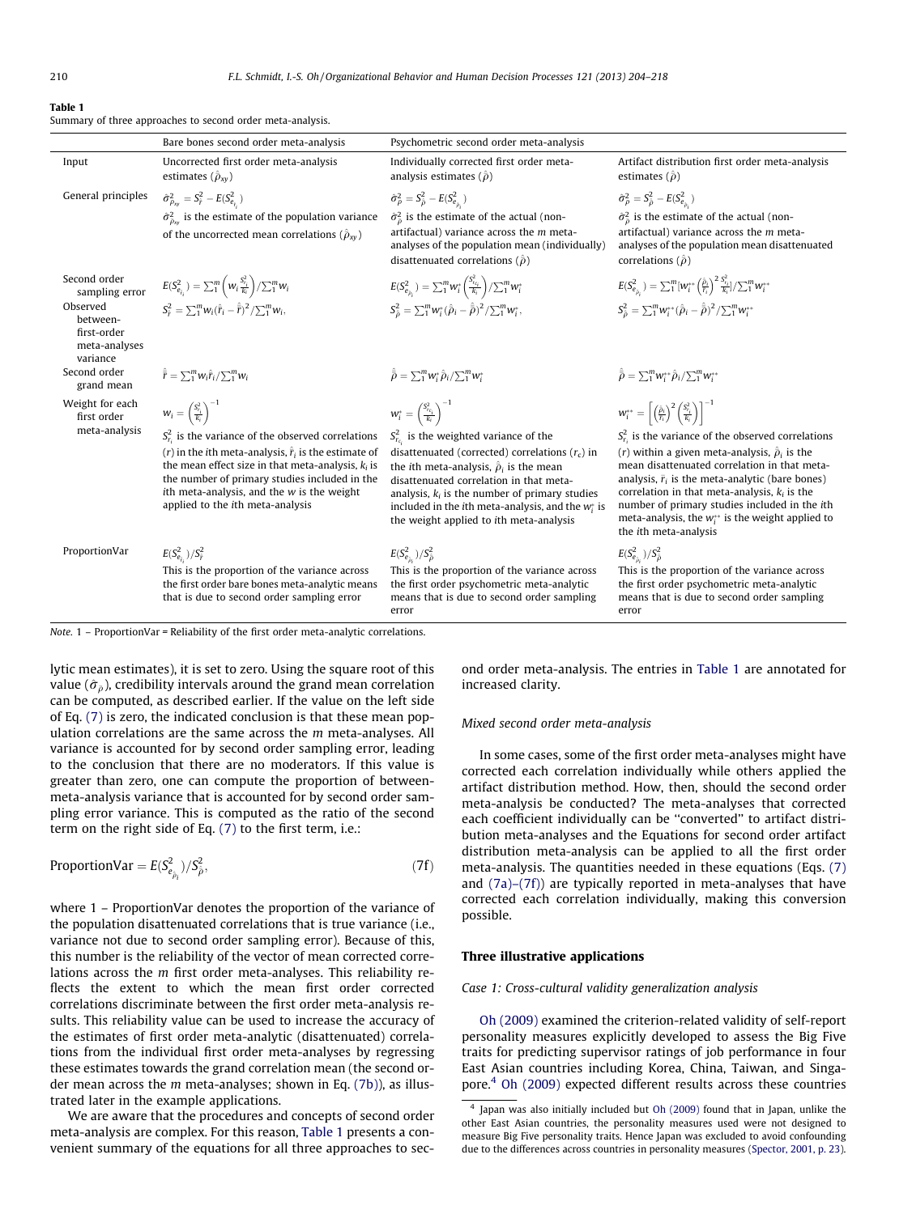**Table 1**
Summary of three approaches to second order meta-analysis.

| | Bare bones second order meta-analysis | Psychometric second order meta-analysis | |
|---|---|---|---|
| Input | Uncorrected first order meta-analysis estimates ($\hat{\rho}_{xy}$) | Individually corrected first order meta-analysis estimates ($\hat{\rho}$) | Artifact distribution first order meta-analysis estimates ($\hat{\rho}$) |
| General principles | $\hat{\sigma}^2_{\bar{\rho}_{xy}} = S^2_{\bar{r}} - E(S^2_{e_{\bar{r}_i}})$ <br> $\hat{\sigma}^2_{\bar{\rho}_{xy}}$ is the estimate of the population variance of the uncorrected mean correlations ($\hat{\rho}_{xy}$) | $\hat{\sigma}^2_{\bar{\rho}} = S^2_{\hat{\rho}} - E(S^2_{e_{\hat{\rho}_i}})$ <br> $\hat{\sigma}^2_{\bar{\rho}}$ is the estimate of the actual (non-artifactual) variance across the $m$ meta-analyses of the population mean (individually) disattenuated correlations ($\hat{\rho}$) | $\hat{\sigma}^2_{\bar{\rho}} = S^2_{\hat{\rho}} - E(S^2_{e_{\hat{\rho}_i}})$ <br> $\hat{\sigma}^2_{\bar{\rho}}$ is the estimate of the actual (non-artifactual) variance across the $m$ meta-analyses of the population mean disattenuated correlations ($\hat{\rho}$) |
| Second order sampling error | $E(S^2_{e_{\bar{r}_i}}) = \sum_1^m \left(w_i \frac{S^2_{r_i}}{k_i}\right) / \sum_1^m w_i$ | $E(S^2_{e_{\hat{\rho}_i}}) = \sum_1^m w_i^* \left(\frac{S^2_{r_{c_i}}}{k_i}\right) / \sum_1^m w_i^*$ | $E(S^2_{e_{\hat{\rho}_i}}) = \sum_1^m [w_i^{**} \left(\frac{\hat{\rho}_i}{\bar{r}_i}\right)^2 \frac{S^2_{r_i}}{k_i}] / \sum_1^m w_i^{**}$ |
| Observed between-first-order meta-analyses variance | $S^2_{\bar{r}} = \sum_1^m w_i (\hat{\bar{r}}_i - \hat{\bar{r}})^2 / \sum_1^m w_i,$ | $S^2_{\hat{\rho}} = \sum_1^m w_i^* (\hat{\rho}_i - \hat{\bar{\rho}})^2 / \sum_1^m w_i^*,$ | $S^2_{\hat{\rho}} = \sum_1^m w_i^{**} (\hat{\rho}_i - \hat{\bar{\rho}})^2 / \sum_1^m w_i^{**}$ |
| Second order grand mean | $\hat{\bar{r}} = \sum_1^m w_i \hat{\bar{r}}_i / \sum_1^m w_i$ | $\hat{\bar{\rho}} = \sum_1^m w_i^* \hat{\rho}_i / \sum_1^m w_i^*$ | $\hat{\bar{\rho}} = \sum_1^m w_i^{**} \hat{\rho}_i / \sum_1^m w_i^{**}$ |
| Weight for each first order meta-analysis | $w_i = \left(\frac{S^2_{r_i}}{k_i}\right)^{-1}$ <br> $S^2_{r_i}$ is the variance of the observed correlations ($r$) in the $i$th meta-analysis, $\hat{\bar{r}}_i$ is the estimate of the mean effect size in that meta-analysis, $k_i$ is the number of primary studies included in the $i$th meta-analysis, and the $w$ is the weight applied to the $i$th meta-analysis | $w_i^* = \left(\frac{S^2_{r_{c_i}}}{k_i}\right)^{-1}$ <br> $S^2_{r_{c_i}}$ is the weighted variance of the disattenuated (corrected) correlations ($r_c$) in the $i$th meta-analysis, $\hat{\rho}_i$ is the mean disattenuated correlation in that meta-analysis, $k_i$ is the number of primary studies included in the $i$th meta-analysis, and the $w_i^*$ is the weight applied to $i$th meta-analysis | $w_i^{**} = \left[\left(\frac{\hat{\rho}_i}{\bar{r}_i}\right)^2 \left(\frac{S^2_{r_i}}{k_i}\right)\right]^{-1}$ <br> $S^2_{r_i}$ is the variance of the observed correlations ($r$) within a given meta-analysis, $\hat{\rho}_i$ is the mean disattenuated correlation in that meta-analysis, $\bar{r}_i$ is the meta-analytic (bare bones) correlation in that meta-analysis, $k_i$ is the number of primary studies included in the $i$th meta-analysis, the $w_i^{**}$ is the weight applied to the $i$th meta-analysis |
| ProportionVar | $E(S^2_{e_{\bar{r}_i}})/S^2_{\bar{r}}$ <br> This is the proportion of the variance across the first order bare bones meta-analytic means that is due to second order sampling error | $E(S^2_{e_{\hat{\rho}_i}})/S^2_{\hat{\rho}}$ <br> This is the proportion of the variance across the first order psychometric meta-analytic means that is due to second order sampling error | $E(S^2_{e_{\hat{\rho}_i}})/S^2_{\hat{\rho}}$ <br> This is the proportion of the variance across the first order psychometric meta-analytic means that is due to second order sampling error |

*Note.* 1 – ProportionVar = Reliability of the first order meta-analytic correlations.

lytic mean estimates), it is set to zero. Using the square root of this value ($\hat{\sigma}_{\bar{\rho}}$), credibility intervals around the grand mean correlation can be computed, as described earlier. If the value on the left side of Eq. (7) is zero, the indicated conclusion is that these mean population correlations are the same across the $m$ meta-analyses. All variance is accounted for by second order sampling error, leading to the conclusion that there are no moderators. If this value is greater than zero, one can compute the proportion of between-meta-analysis variance that is accounted for by second order sampling error variance. This is computed as the ratio of the second term on the right side of Eq. (7) to the first term, i.e.:

$$\text{ProportionVar} = E(S^2_{e_{\hat{\rho}_i}})/S^2_{\hat{\rho}}, \tag{7f}$$

where 1 – ProportionVar denotes the proportion of the variance of the population disattenuated correlations that is true variance (i.e., variance not due to second order sampling error). Because of this, this number is the reliability of the vector of mean corrected correlations across the $m$ first order meta-analyses. This reliability reflects the extent to which the mean first order corrected correlations discriminate between the first order meta-analysis results. This reliability value can be used to increase the accuracy of the estimates of first order meta-analytic (disattenuated) correlations from the individual first order meta-analyses by regressing these estimates towards the grand correlation mean (the second order mean across the $m$ meta-analyses; shown in Eq. (7b)), as illustrated later in the example applications.

We are aware that the procedures and concepts of second order meta-analysis are complex. For this reason, Table 1 presents a convenient summary of the equations for all three approaches to second order meta-analysis. The entries in Table 1 are annotated for increased clarity.

### Mixed second order meta-analysis

In some cases, some of the first order meta-analyses might have corrected each correlation individually while others applied the artifact distribution method. How, then, should the second order meta-analysis be conducted? The meta-analyses that corrected each coefficient individually can be "converted" to artifact distribution meta-analyses and the Equations for second order artifact distribution meta-analysis can be applied to all the first order meta-analysis. The quantities needed in these equations (Eqs. (7) and (7a)–(7f)) are typically reported in meta-analyses that have corrected each correlation individually, making this conversion possible.

## Three illustrative applications

### Case 1: Cross-cultural validity generalization analysis

Oh (2009) examined the criterion-related validity of self-report personality measures explicitly developed to assess the Big Five traits for predicting supervisor ratings of job performance in four East Asian countries including Korea, China, Taiwan, and Singapore.[4] Oh (2009) expected different results across these countries

[4] Japan was also initially included but Oh (2009) found that in Japan, unlike the other East Asian countries, the personality measures used were not designed to measure Big Five personality traits. Hence Japan was excluded to avoid confounding due to the differences across countries in personality measures (Spector, 2001, p. 23).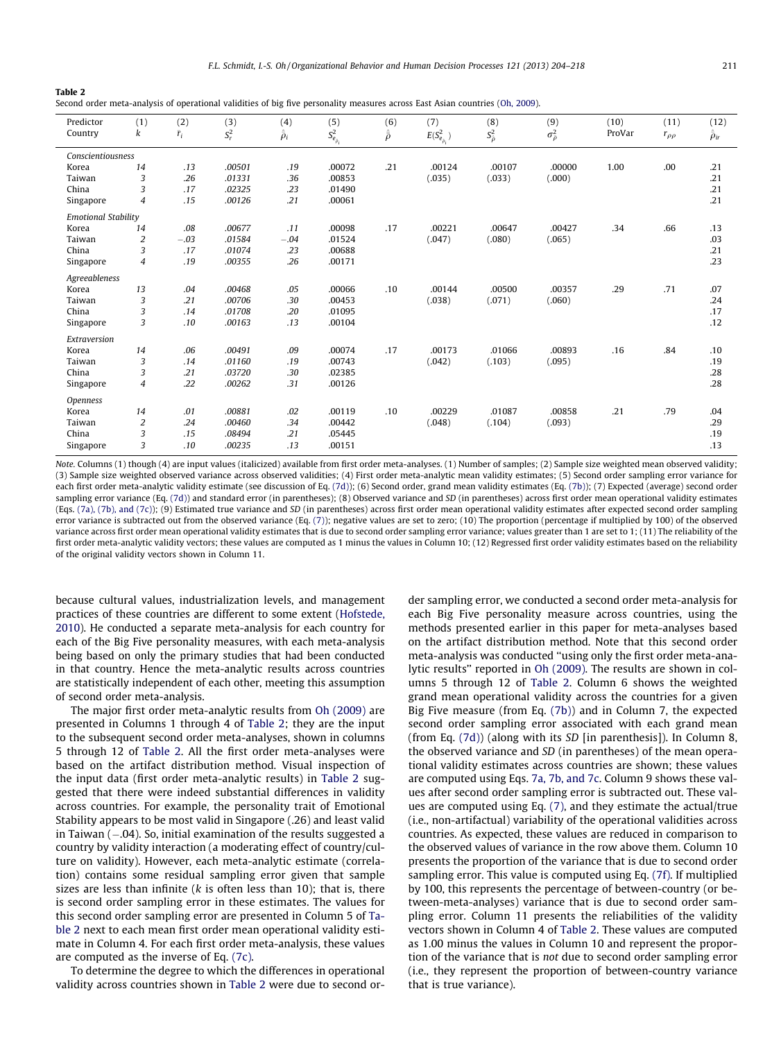**Table 2**
Second order meta-analysis of operational validities of big five personality measures across East Asian countries (Oh, 2009).

| Predictor Country | (1) $k$ | (2) $\bar{r}_i$ | (3) $S_r^2$ | (4) $\hat{\bar{\rho}}_i$ | (5) $S^2_{\varepsilon_{\bar{\rho}_i}}$ | (6) $\hat{\bar{\bar{\rho}}}$ | (7) $E(S^2_{\varepsilon_{\bar{\rho}_i}})$ | (8) $S^2_{\bar{\rho}}$ | (9) $\sigma^2_{\bar{\rho}}$ | (10) ProVar | (11) $r_{\rho\rho}$ | (12) $\hat{\bar{\rho}}_{ir}$ |
|---|---|---|---|---|---|---|---|---|---|---|---|---|
| *Conscientiousness* | | | | | | | | | | | | |
| Korea | *14* | *.13* | *.00501* | *.19* | .00072 | .21 | .00124 | .00107 | .00000 | 1.00 | .00 | .21 |
| Taiwan | *3* | *.26* | *.01331* | *.36* | .00853 | | (.035) | (.033) | (.000) | | | .21 |
| China | *3* | *.17* | *.02325* | *.23* | .01490 | | | | | | | .21 |
| Singapore | *4* | *.15* | *.00126* | *.21* | .00061 | | | | | | | .21 |
| *Emotional Stability* | | | | | | | | | | | | |
| Korea | *14* | *.08* | *.00677* | *.11* | .00098 | .17 | .00221 | .00647 | .00427 | .34 | .66 | .13 |
| Taiwan | *2* | *−.03* | *.01584* | *−.04* | .01524 | | (.047) | (.080) | (.065) | | | .03 |
| China | *3* | *.17* | *.01074* | *.23* | .00688 | | | | | | | .21 |
| Singapore | *4* | *.19* | *.00355* | *.26* | .00171 | | | | | | | .23 |
| *Agreeableness* | | | | | | | | | | | | |
| Korea | *13* | *.04* | *.00468* | *.05* | .00066 | .10 | .00144 | .00500 | .00357 | .29 | .71 | .07 |
| Taiwan | *3* | *.21* | *.00706* | *.30* | .00453 | | (.038) | (.071) | (.060) | | | .24 |
| China | *3* | *.14* | *.01708* | *.20* | .01095 | | | | | | | .17 |
| Singapore | *3* | *.10* | *.00163* | *.13* | .00104 | | | | | | | .12 |
| *Extraversion* | | | | | | | | | | | | |
| Korea | *14* | *.06* | *.00491* | *.09* | .00074 | .17 | .00173 | .01066 | .00893 | .16 | .84 | .10 |
| Taiwan | *3* | *.14* | *.01160* | *.19* | .00743 | | (.042) | (.103) | (.095) | | | .19 |
| China | *3* | *.21* | *.03720* | *.30* | .02385 | | | | | | | .28 |
| Singapore | *4* | *.22* | *.00262* | *.31* | .00126 | | | | | | | .28 |
| *Openness* | | | | | | | | | | | | |
| Korea | *14* | *.01* | *.00881* | *.02* | .00119 | .10 | .00229 | .01087 | .00858 | .21 | .79 | .04 |
| Taiwan | *2* | *.24* | *.00460* | *.34* | .00442 | | (.048) | (.104) | (.093) | | | .29 |
| China | *3* | *.15* | *.08494* | *.21* | .05445 | | | | | | | .19 |
| Singapore | *3* | *.10* | *.00235* | *.13* | .00151 | | | | | | | .13 |

*Note.* Columns (1) though (4) are input values (italicized) available from first order meta-analyses. (1) Number of samples; (2) Sample size weighted mean observed validity; (3) Sample size weighted observed variance across observed validities; (4) First order meta-analytic mean validity estimates; (5) Second order sampling error variance for each first order meta-analytic validity estimate (see discussion of Eq. (7d)); (6) Second order, grand mean validity estimates (Eq. (7b)); (7) Expected (average) second order sampling error variance (Eq. (7d)) and standard error (in parentheses); (8) Observed variance and *SD* (in parentheses) across first order mean operational validity estimates (Eqs. (7a), (7b), and (7c)); (9) Estimated true variance and *SD* (in parentheses) across first order mean operational validity estimates after expected second order sampling error variance is subtracted out from the observed variance (Eq. (7)); negative values are set to zero; (10) The proportion (percentage if multiplied by 100) of the observed variance across first order mean operational validity estimates that is due to second order sampling error variance; values greater than 1 are set to 1; (11) The reliability of the first order meta-analytic validity vectors; these values are computed as 1 minus the values in Column 10; (12) Regressed first order validity estimates based on the reliability of the original validity vectors shown in Column 11.

because cultural values, industrialization levels, and management practices of these countries are different to some extent (Hofstede, 2010). He conducted a separate meta-analysis for each country for each of the Big Five personality measures, with each meta-analysis being based on only the primary studies that had been conducted in that country. Hence the meta-analytic results across countries are statistically independent of each other, meeting this assumption of second order meta-analysis.

The major first order meta-analytic results from Oh (2009) are presented in Columns 1 through 4 of Table 2; they are the input to the subsequent second order meta-analyses, shown in columns 5 through 12 of Table 2. All the first order meta-analyses were based on the artifact distribution method. Visual inspection of the input data (first order meta-analytic results) in Table 2 suggested that there were indeed substantial differences in validity across countries. For example, the personality trait of Emotional Stability appears to be most valid in Singapore (.26) and least valid in Taiwan (−.04). So, initial examination of the results suggested a country by validity interaction (a moderating effect of country/culture on validity). However, each meta-analytic estimate (correlation) contains some residual sampling error given that sample sizes are less than infinite ($k$ is often less than 10); that is, there is second order sampling error in these estimates. The values for this second order sampling error are presented in Column 5 of Table 2 next to each mean first order mean operational validity estimate in Column 4. For each first order meta-analysis, these values are computed as the inverse of Eq. (7c).

To determine the degree to which the differences in operational validity across countries shown in Table 2 were due to second order sampling error, we conducted a second order meta-analysis for each Big Five personality measure across countries, using the methods presented earlier in this paper for meta-analyses based on the artifact distribution method. Note that this second order meta-analysis was conducted "using only the first order meta-analytic results" reported in Oh (2009). The results are shown in columns 5 through 12 of Table 2. Column 6 shows the weighted grand mean operational validity across the countries for a given Big Five measure (from Eq. (7b)) and in Column 7, the expected second order sampling error associated with each grand mean (from Eq. (7d)) (along with its *SD* [in parenthesis]). In Column 8, the observed variance and *SD* (in parentheses) of the mean operational validity estimates across countries are shown; these values are computed using Eqs. 7a, 7b, and 7c. Column 9 shows these values after second order sampling error is subtracted out. These values are computed using Eq. (7), and they estimate the actual/true (i.e., non-artifactual) variability of the operational validities across countries. As expected, these values are reduced in comparison to the observed values of variance in the row above them. Column 10 presents the proportion of the variance that is due to second order sampling error. This value is computed using Eq. (7f). If multiplied by 100, this represents the percentage of between-country (or between-meta-analyses) variance that is due to second order sampling error. Column 11 presents the reliabilities of the validity vectors shown in Column 4 of Table 2. These values are computed as 1.00 minus the values in Column 10 and represent the proportion of the variance that is *not* due to second order sampling error (i.e., they represent the proportion of between-country variance that is true variance).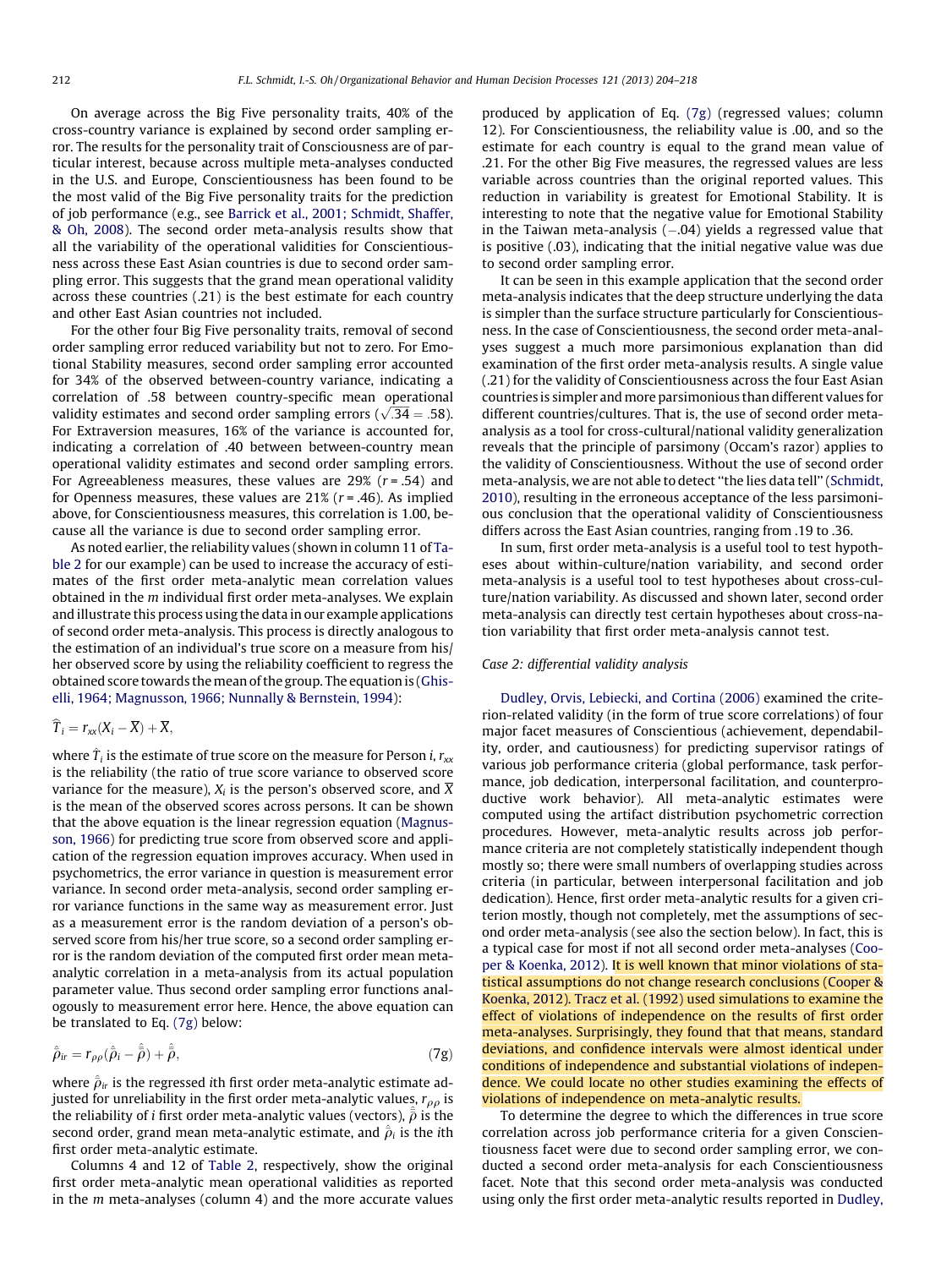On average across the Big Five personality traits, 40% of the cross-country variance is explained by second order sampling error. The results for the personality trait of Consciousness are of particular interest, because across multiple meta-analyses conducted in the U.S. and Europe, Conscientiousness has been found to be the most valid of the Big Five personality traits for the prediction of job performance (e.g., see Barrick et al., 2001; Schmidt, Shaffer, & Oh, 2008). The second order meta-analysis results show that all the variability of the operational validities for Conscientiousness across these East Asian countries is due to second order sampling error. This suggests that the grand mean operational validity across these countries (.21) is the best estimate for each country and other East Asian countries not included.

For the other four Big Five personality traits, removal of second order sampling error reduced variability but not to zero. For Emotional Stability measures, second order sampling error accounted for 34% of the observed between-country variance, indicating a correlation of .58 between country-specific mean operational validity estimates and second order sampling errors ($\sqrt{.34} = .58$). For Extraversion measures, 16% of the variance is accounted for, indicating a correlation of .40 between between-country mean operational validity estimates and second order sampling errors. For Agreeableness measures, these values are 29% ($r = .54$) and for Openness measures, these values are 21% ($r = .46$). As implied above, for Conscientiousness measures, this correlation is 1.00, because all the variance is due to second order sampling error.

As noted earlier, the reliability values (shown in column 11 of Table 2 for our example) can be used to increase the accuracy of estimates of the first order meta-analytic mean correlation values obtained in the $m$ individual first order meta-analyses. We explain and illustrate this process using the data in our example applications of second order meta-analysis. This process is directly analogous to the estimation of an individual's true score on a measure from his/her observed score by using the reliability coefficient to regress the obtained score towards the mean of the group. The equation is (Ghiselli, 1964; Magnusson, 1966; Nunnally & Bernstein, 1994):

$$\widehat{T}_i = r_{xx}(X_i - \overline{X}) + \overline{X},$$

where $\hat{T}_i$ is the estimate of true score on the measure for Person $i$, $r_{xx}$ is the reliability (the ratio of true score variance to observed score variance for the measure), $X_i$ is the person's observed score, and $\overline{X}$ is the mean of the observed scores across persons. It can be shown that the above equation is the linear regression equation (Magnusson, 1966) for predicting true score from observed score and application of the regression equation improves accuracy. When used in psychometrics, the error variance in question is measurement error variance. In second order meta-analysis, second order sampling error variance functions in the same way as measurement error. Just as a measurement error is the random deviation of a person's observed score from his/her true score, so a second order sampling error is the random deviation of the computed first order mean meta-analytic correlation in a meta-analysis from its actual population parameter value. Thus second order sampling error functions analogously to measurement error here. Hence, the above equation can be translated to Eq. (7g) below:

$$\hat{\bar{\rho}}_{ir} = r_{\rho\rho}(\hat{\bar{\rho}}_i - \bar{\hat{\bar{\rho}}}) + \bar{\hat{\bar{\rho}}}, \tag{7g}$$

where $\hat{\bar{\rho}}_{ir}$ is the regressed $i$th first order meta-analytic estimate adjusted for unreliability in the first order meta-analytic values, $r_{\rho\rho}$ is the reliability of $i$ first order meta-analytic values (vectors), $\bar{\hat{\bar{\rho}}}$ is the second order, grand mean meta-analytic estimate, and $\hat{\bar{\rho}}_i$ is the $i$th first order meta-analytic estimate.

Columns 4 and 12 of Table 2, respectively, show the original first order meta-analytic mean operational validities as reported in the $m$ meta-analyses (column 4) and the more accurate values produced by application of Eq. (7g) (regressed values; column 12). For Conscientiousness, the reliability value is .00, and so the estimate for each country is equal to the grand mean value of .21. For the other Big Five measures, the regressed values are less variable across countries than the original reported values. This reduction in variability is greatest for Emotional Stability. It is interesting to note that the negative value for Emotional Stability in the Taiwan meta-analysis (−.04) yields a regressed value that is positive (.03), indicating that the initial negative value was due to second order sampling error.

It can be seen in this example application that the second order meta-analysis indicates that the deep structure underlying the data is simpler than the surface structure particularly for Conscientiousness. In the case of Conscientiousness, the second order meta-analyses suggest a much more parsimonious explanation than did examination of the first order meta-analysis results. A single value (.21) for the validity of Conscientiousness across the four East Asian countries is simpler and more parsimonious than different values for different countries/cultures. That is, the use of second order meta-analysis as a tool for cross-cultural/national validity generalization reveals that the principle of parsimony (Occam's razor) applies to the validity of Conscientiousness. Without the use of second order meta-analysis, we are not able to detect "the lies data tell" (Schmidt, 2010), resulting in the erroneous acceptance of the less parsimonious conclusion that the operational validity of Conscientiousness differs across the East Asian countries, ranging from .19 to .36.

In sum, first order meta-analysis is a useful tool to test hypotheses about within-culture/nation variability, and second order meta-analysis is a useful tool to test hypotheses about cross-culture/nation variability. As discussed and shown later, second order meta-analysis can directly test certain hypotheses about cross-nation variability that first order meta-analysis cannot test.

*Case 2: differential validity analysis*

Dudley, Orvis, Lebiecki, and Cortina (2006) examined the criterion-related validity (in the form of true score correlations) of four major facet measures of Conscientious (achievement, dependability, order, and cautiousness) for predicting supervisor ratings of various job performance criteria (global performance, task performance, job dedication, interpersonal facilitation, and counterproductive work behavior). All meta-analytic estimates were computed using the artifact distribution psychometric correction procedures. However, meta-analytic results across job performance criteria are not completely statistically independent though mostly so; there were small numbers of overlapping studies across criteria (in particular, between interpersonal facilitation and job dedication). Hence, first order meta-analytic results for a given criterion mostly, though not completely, met the assumptions of second order meta-analysis (see also the section below). In fact, this is a typical case for most if not all second order meta-analyses (Cooper & Koenka, 2012). It is well known that minor violations of statistical assumptions do not change research conclusions (Cooper & Koenka, 2012). Tracz et al. (1992) used simulations to examine the effect of violations of independence on the results of first order meta-analyses. Surprisingly, they found that that means, standard deviations, and confidence intervals were almost identical under conditions of independence and substantial violations of independence. We could locate no other studies examining the effects of violations of independence on meta-analytic results.

To determine the degree to which the differences in true score correlation across job performance criteria for a given Conscientiousness facet were due to second order sampling error, we conducted a second order meta-analysis for each Conscientiousness facet. Note that this second order meta-analysis was conducted using only the first order meta-analytic results reported in Dudley,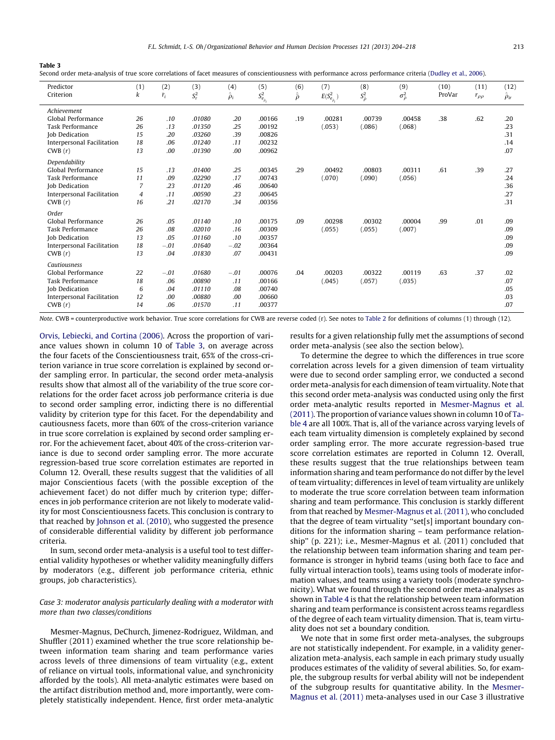**Table 3**
Second order meta-analysis of true score correlations of facet measures of conscientiousness with performance across performance criteria (Dudley et al., 2006).

| Predictor<br>Criterion | (1)<br>$k$ | (2)<br>$\bar{r}_i$ | (3)<br>$S^2_r$ | (4)<br>$\hat{\bar{\rho}}_i$ | (5)<br>$S^2_{e_{\bar{\rho}_i}}$ | (6)<br>$\hat{\bar{\rho}}$ | (7)<br>$E(S^2_{e_{\bar{\rho}_i}})$ | (8)<br>$S^2_{\hat{\bar{\rho}}}$ | (9)<br>$\sigma^2_{\bar{\rho}}$ | (10)<br>ProVar | (11)<br>$r_{\rho\rho}$ | (12)<br>$\hat{\bar{\rho}}_{ir}$ |
|---|---|---|---|---|---|---|---|---|---|---|---|---|
| *Achievement* | | | | | | | | | | | | |
| Global Performance | 26 | .10 | .01080 | .20 | .00166 | .19 | .00281 | .00739 | .00458 | .38 | .62 | .20 |
| Task Performance | 26 | .13 | .01350 | .25 | .00192 | | (.053) | (.086) | (.068) | | | .23 |
| Job Dedication | 15 | .20 | .03260 | .39 | .00826 | | | | | | | .31 |
| Interpersonal Facilitation | 18 | .06 | .01240 | .11 | .00232 | | | | | | | .14 |
| CWB (r) | 13 | .00 | .01390 | .00 | .00962 | | | | | | | .07 |
| *Dependability* | | | | | | | | | | | | |
| Global Performance | 15 | .13 | .01400 | .25 | .00345 | .29 | .00492 | .00803 | .00311 | .61 | .39 | .27 |
| Task Performance | 11 | .09 | .02290 | .17 | .00743 | | (.070) | (.090) | (.056) | | | .24 |
| Job Dedication | 7 | .23 | .01120 | .46 | .00640 | | | | | | | .36 |
| Interpersonal Facilitation | 4 | .11 | .00590 | .23 | .00645 | | | | | | | .27 |
| CWB (r) | 16 | .21 | .02170 | .34 | .00356 | | | | | | | .31 |
| *Order* | | | | | | | | | | | | |
| Global Performance | 26 | .05 | .01140 | .10 | .00175 | .09 | .00298 | .00302 | .00004 | .99 | .01 | .09 |
| Task Performance | 26 | .08 | .02010 | .16 | .00309 | | (.055) | (.055) | (.007) | | | .09 |
| Job Dedication | 13 | .05 | .01160 | .10 | .00357 | | | | | | | .09 |
| Interpersonal Facilitation | 18 | −.01 | .01640 | −.02 | .00364 | | | | | | | .09 |
| CWB (r) | 13 | .04 | .01830 | .07 | .00431 | | | | | | | .09 |
| *Cautiousness* | | | | | | | | | | | | |
| Global Performance | 22 | −.01 | .01680 | −.01 | .00076 | .04 | .00203 | .00322 | .00119 | .63 | .37 | .02 |
| Task Performance | 18 | .06 | .00890 | .11 | .00166 | | (.045) | (.057) | (.035) | | | .07 |
| Job Dedication | 6 | .04 | .01110 | .08 | .00740 | | | | | | | .05 |
| Interpersonal Facilitation | 12 | .00 | .00880 | .00 | .00660 | | | | | | | .03 |
| CWB (r) | 14 | .06 | .01570 | .11 | .00377 | | | | | | | .07 |

*Note.* CWB = counterproductive work behavior. True score correlations for CWB are reverse coded (r). See notes to Table 2 for definitions of columns (1) through (12).

Orvis, Lebiecki, and Cortina (2006). Across the proportion of variance values shown in column 10 of Table 3, on average across the four facets of the Conscientiousness trait, 65% of the cross-criterion variance in true score correlation is explained by second order sampling error. In particular, the second order meta-analysis results show that almost all of the variability of the true score correlations for the order facet across job performance criteria is due to second order sampling error, indicating there is no differential validity by criterion type for this facet. For the dependability and cautiousness facets, more than 60% of the cross-criterion variance in true score correlation is explained by second order sampling error. For the achievement facet, about 40% of the cross-criterion variance is due to second order sampling error. The more accurate regression-based true score correlation estimates are reported in Column 12. Overall, these results suggest that the validities of all major Conscientious facets (with the possible exception of the achievement facet) do not differ much by criterion type; differences in job performance criterion are not likely to moderate validity for most Conscientiousness facets. This conclusion is contrary to that reached by Johnson et al. (2010), who suggested the presence of considerable differential validity by different job performance criteria.

In sum, second order meta-analysis is a useful tool to test differential validity hypotheses or whether validity meaningfully differs by moderators (e.g., different job performance criteria, ethnic groups, job characteristics).

### *Case 3: moderator analysis particularly dealing with a moderator with more than two classes/conditions*

Mesmer-Magnus, DeChurch, Jimenez-Rodriguez, Wildman, and Shuffler (2011) examined whether the true score relationship between information team sharing and team performance varies across levels of three dimensions of team virtuality (e.g., extent of reliance on virtual tools, informational value, and synchronicity afforded by the tools). All meta-analytic estimates were based on the artifact distribution method and, more importantly, were completely statistically independent. Hence, first order meta-analytic results for a given relationship fully met the assumptions of second order meta-analysis (see also the section below).

To determine the degree to which the differences in true score correlation across levels for a given dimension of team virtuality were due to second order sampling error, we conducted a second order meta-analysis for each dimension of team virtuality. Note that this second order meta-analysis was conducted using only the first order meta-analytic results reported in Mesmer-Magnus et al. (2011). The proportion of variance values shown in column 10 of Table 4 are all 100%. That is, all of the variance across varying levels of each team virtuality dimension is completely explained by second order sampling error. The more accurate regression-based true score correlation estimates are reported in Column 12. Overall, these results suggest that the true relationships between team information sharing and team performance do not differ by the level of team virtuality; differences in level of team virtuality are unlikely to moderate the true score correlation between team information sharing and team performance. This conclusion is starkly different from that reached by Mesmer-Magnus et al. (2011), who concluded that the degree of team virtuality "set[s] important boundary conditions for the information sharing – team performance relationship" (p. 221); i.e., Mesmer-Magnus et al. (2011) concluded that the relationship between team information sharing and team performance is stronger in hybrid teams (using both face to face and fully virtual interaction tools), teams using tools of moderate information values, and teams using a variety tools (moderate synchronicity). What we found through the second order meta-analyses as shown in Table 4 is that the relationship between team information sharing and team performance is consistent across teams regardless of the degree of each team virtuality dimension. That is, team virtuality does not set a boundary condition.

We note that in some first order meta-analyses, the subgroups are not statistically independent. For example, in a validity generalization meta-analysis, each sample in each primary study usually produces estimates of the validity of several abilities. So, for example, the subgroup results for verbal ability will not be independent of the subgroup results for quantitative ability. In the Mesmer-Magnus et al. (2011) meta-analyses used in our Case 3 illustrative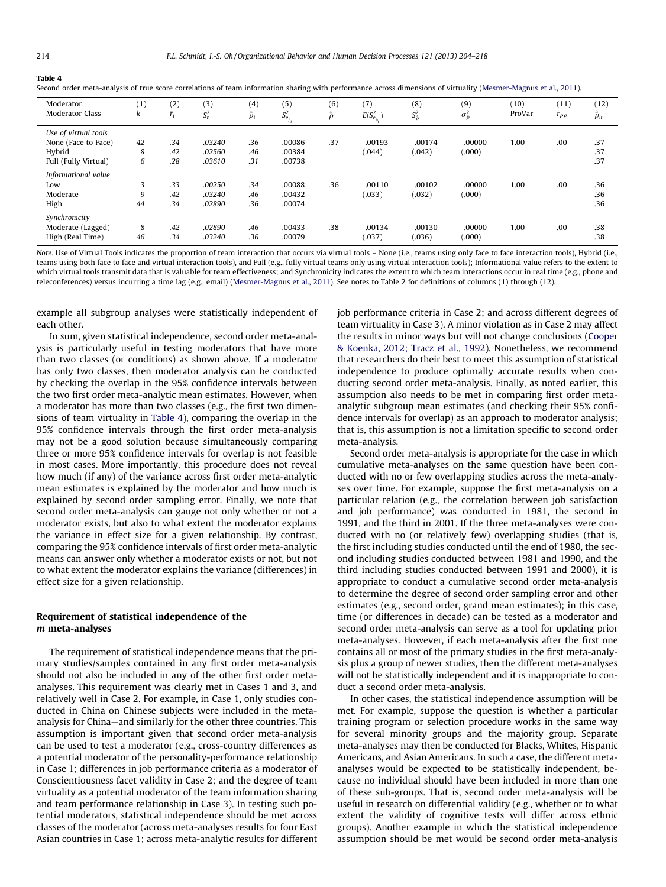**Table 4**

Second order meta-analysis of true score correlations of team information sharing with performance across dimensions of virtuality (Mesmer-Magnus et al., 2011).

| Moderator<br>Moderator Class | (1)<br>$k$ | (2)<br>$\bar{r}_i$ | (3)<br>$S_r^2$ | (4)<br>$\hat{\bar{\rho}}_i$ | (5)<br>$S^2_{e_{\hat{\rho}_i}}$ | (6)<br>$\hat{\bar{\bar{\rho}}}$ | (7)<br>$E(S^2_{e_{\hat{\rho}_i}})$ | (8)<br>$S^2_{\hat{\bar{\rho}}}$ | (9)<br>$\sigma^2_{\bar{\rho}}$ | (10)<br>ProVar | (11)<br>$r_{\rho\rho}$ | (12)<br>$\hat{\bar{\rho}}_{ir}$ |
|---|---|---|---|---|---|---|---|---|---|---|---|---|
| *Use of virtual tools* | | | | | | | | | | | | |
| None (Face to Face) | 42 | .34 | .03240 | .36 | .00086 | .37 | .00193 | .00174 | .00000 | 1.00 | .00 | .37 |
| Hybrid | 8 | .42 | .02560 | .46 | .00384 | | (.044) | (.042) | (.000) | | | .37 |
| Full (Fully Virtual) | 6 | .28 | .03610 | .31 | .00738 | | | | | | | .37 |
| *Informational value* | | | | | | | | | | | | |
| Low | 3 | .33 | .00250 | .34 | .00088 | .36 | .00110 | .00102 | .00000 | 1.00 | .00 | .36 |
| Moderate | 9 | .42 | .03240 | .46 | .00432 | | (.033) | (.032) | (.000) | | | .36 |
| High | 44 | .34 | .02890 | .36 | .00074 | | | | | | | .36 |
| *Synchronicity* | | | | | | | | | | | | |
| Moderate (Lagged) | 8 | .42 | .02890 | .46 | .00433 | .38 | .00134 | .00130 | .00000 | 1.00 | .00 | .38 |
| High (Real Time) | 46 | .34 | .03240 | .36 | .00079 | | (.037) | (.036) | (.000) | | | .38 |

*Note.* Use of Virtual Tools indicates the proportion of team interaction that occurs via virtual tools – None (i.e., teams using only face to face interaction tools), Hybrid (i.e., teams using both face to face and virtual interaction tools), and Full (e.g., fully virtual teams only using virtual interaction tools); Informational value refers to the extent to which virtual tools transmit data that is valuable for team effectiveness; and Synchronicity indicates the extent to which team interactions occur in real time (e.g., phone and teleconferences) versus incurring a time lag (e.g., email) (Mesmer-Magnus et al., 2011). See notes to Table 2 for definitions of columns (1) through (12).

example all subgroup analyses were statistically independent of each other.

In sum, given statistical independence, second order meta-analysis is particularly useful in testing moderators that have more than two classes (or conditions) as shown above. If a moderator has only two classes, then moderator analysis can be conducted by checking the overlap in the 95% confidence intervals between the two first order meta-analytic mean estimates. However, when a moderator has more than two classes (e.g., the first two dimensions of team virtuality in Table 4), comparing the overlap in the 95% confidence intervals through the first order meta-analysis may not be a good solution because simultaneously comparing three or more 95% confidence intervals for overlap is not feasible in most cases. More importantly, this procedure does not reveal how much (if any) of the variance across first order meta-analytic mean estimates is explained by the moderator and how much is explained by second order sampling error. Finally, we note that second order meta-analysis can gauge not only whether or not a moderator exists, but also to what extent the moderator explains the variance in effect size for a given relationship. By contrast, comparing the 95% confidence intervals of first order meta-analytic means can answer only whether a moderator exists or not, but not to what extent the moderator explains the variance (differences) in effect size for a given relationship.

## Requirement of statistical independence of the *m* meta-analyses

The requirement of statistical independence means that the primary studies/samples contained in any first order meta-analysis should not also be included in any of the other first order meta-analyses. This requirement was clearly met in Cases 1 and 3, and relatively well in Case 2. For example, in Case 1, only studies conducted in China on Chinese subjects were included in the meta-analysis for China—and similarly for the other three countries. This assumption is important given that second order meta-analysis can be used to test a moderator (e.g., cross-country differences as a potential moderator of the personality-performance relationship in Case 1; differences in job performance criteria as a moderator of Conscientiousness facet validity in Case 2; and the degree of team virtuality as a potential moderator of the team information sharing and team performance relationship in Case 3). In testing such potential moderators, statistical independence should be met across classes of the moderator (across meta-analyses results for four East Asian countries in Case 1; across meta-analytic results for different job performance criteria in Case 2; and across different degrees of team virtuality in Case 3). A minor violation as in Case 2 may affect the results in minor ways but will not change conclusions (Cooper & Koenka, 2012; Tracz et al., 1992). Nonetheless, we recommend that researchers do their best to meet this assumption of statistical independence to produce optimally accurate results when conducting second order meta-analysis. Finally, as noted earlier, this assumption also needs to be met in comparing first order meta-analytic subgroup mean estimates (and checking their 95% confidence intervals for overlap) as an approach to moderator analysis; that is, this assumption is not a limitation specific to second order meta-analysis.

Second order meta-analysis is appropriate for the case in which cumulative meta-analyses on the same question have been conducted with no or few overlapping studies across the meta-analyses over time. For example, suppose the first meta-analysis on a particular relation (e.g., the correlation between job satisfaction and job performance) was conducted in 1981, the second in 1991, and the third in 2001. If the three meta-analyses were conducted with no (or relatively few) overlapping studies (that is, the first including studies conducted until the end of 1980, the second including studies conducted between 1981 and 1990, and the third including studies conducted between 1991 and 2000), it is appropriate to conduct a cumulative second order meta-analysis to determine the degree of second order sampling error and other estimates (e.g., second order, grand mean estimates); in this case, time (or differences in decade) can be tested as a moderator and second order meta-analysis can serve as a tool for updating prior meta-analyses. However, if each meta-analysis after the first one contains all or most of the primary studies in the first meta-analysis plus a group of newer studies, then the different meta-analyses will not be statistically independent and it is inappropriate to conduct a second order meta-analysis.

In other cases, the statistical independence assumption will be met. For example, suppose the question is whether a particular training program or selection procedure works in the same way for several minority groups and the majority group. Separate meta-analyses may then be conducted for Blacks, Whites, Hispanic Americans, and Asian Americans. In such a case, the different meta-analyses would be expected to be statistically independent, because no individual should have been included in more than one of these sub-groups. That is, second order meta-analysis will be useful in research on differential validity (e.g., whether or to what extent the validity of cognitive tests will differ across ethnic groups). Another example in which the statistical independence assumption should be met would be second order meta-analysis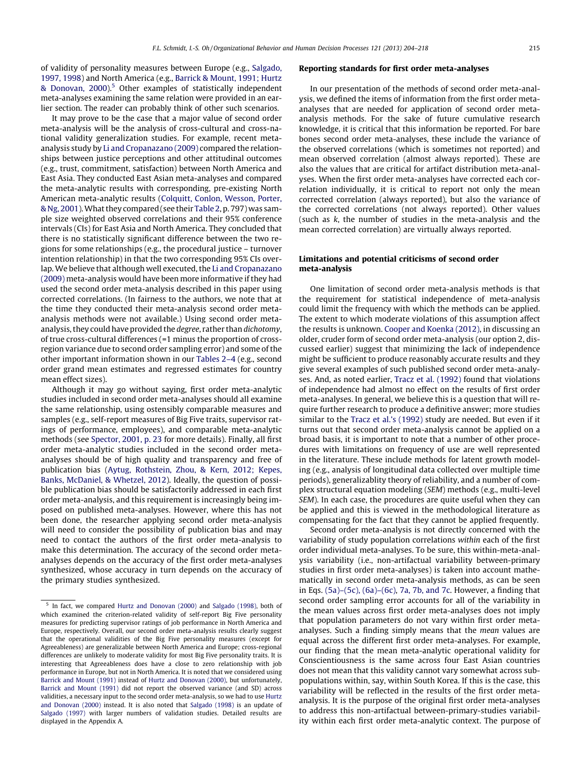of validity of personality measures between Europe (e.g., Salgado, 1997, 1998) and North America (e.g., Barrick & Mount, 1991; Hurtz & Donovan, 2000).[5] Other examples of statistically independent meta-analyses examining the same relation were provided in an earlier section. The reader can probably think of other such scenarios.

It may prove to be the case that a major value of second order meta-analysis will be the analysis of cross-cultural and cross-national validity generalization studies. For example, recent meta-analysis study by Li and Cropanazano (2009) compared the relationships between justice perceptions and other attitudinal outcomes (e.g., trust, commitment, satisfaction) between North America and East Asia. They conducted East Asian meta-analyses and compared the meta-analytic results with corresponding, pre-existing North American meta-analytic results (Colquitt, Conlon, Wesson, Porter, & Ng, 2001). What they compared (see their Table 2, p. 797) was sample size weighted observed correlations and their 95% conference intervals (CIs) for East Asia and North America. They concluded that there is no statistically significant difference between the two regions for some relationships (e.g., the procedural justice – turnover intention relationship) in that the two corresponding 95% CIs overlap. We believe that although well executed, the Li and Cropanazano (2009) meta-analysis would have been more informative if they had used the second order meta-analysis described in this paper using corrected correlations. (In fairness to the authors, we note that at the time they conducted their meta-analysis second order meta-analysis methods were not available.) Using second order meta-analysis, they could have provided the *degree*, rather than *dichotomy*, of true cross-cultural differences (=1 minus the proportion of cross-region variance due to second order sampling error) and some of the other important information shown in our Tables 2–4 (e.g., second order grand mean estimates and regressed estimates for country mean effect sizes).

Although it may go without saying, first order meta-analytic studies included in second order meta-analyses should all examine the same relationship, using ostensibly comparable measures and samples (e.g., self-report measures of Big Five traits, supervisor ratings of performance, employees), and comparable meta-analytic methods (see Spector, 2001, p. 23 for more details). Finally, all first order meta-analytic studies included in the second order meta-analyses should be of high quality and transparency and free of publication bias (Aytug, Rothstein, Zhou, & Kern, 2012; Kepes, Banks, McDaniel, & Whetzel, 2012). Ideally, the question of possible publication bias should be satisfactorily addressed in each first order meta-analysis, and this requirement is increasingly being imposed on published meta-analyses. However, where this has not been done, the researcher applying second order meta-analysis will need to consider the possibility of publication bias and may need to contact the authors of the first order meta-analysis to make this determination. The accuracy of the second order meta-analyses depends on the accuracy of the first order meta-analyses synthesized, whose accuracy in turn depends on the accuracy of the primary studies synthesized.

[5] In fact, we compared Hurtz and Donovan (2000) and Salgado (1998), both of which examined the criterion-related validity of self-report Big Five personality measures for predicting supervisor ratings of job performance in North America and Europe, respectively. Overall, our second order meta-analysis results clearly suggest that the operational validities of the Big Five personality measures (except for Agreeableness) are generalizable between North America and Europe; cross-regional differences are unlikely to moderate validity for most Big Five personality traits. It is interesting that Agreeableness does have a close to zero relationship with job performance in Europe, but not in North America. It is noted that we considered using Barrick and Mount (1991) instead of Hurtz and Donovan (2000), but unfortunately, Barrick and Mount (1991) did not report the observed variance (and SD) across validities, a necessary input to the second order meta-analysis, so we had to use Hurtz and Donovan (2000) instead. It is also noted that Salgado (1998) is an update of Salgado (1997) with larger numbers of validation studies. Detailed results are displayed in the Appendix A.

## Reporting standards for first order meta-analyses

In our presentation of the methods of second order meta-analysis, we defined the items of information from the first order meta-analyses that are needed for application of second order meta-analysis methods. For the sake of future cumulative research knowledge, it is critical that this information be reported. For bare bones second order meta-analyses, these include the variance of the observed correlations (which is sometimes not reported) and mean observed correlation (almost always reported). These are also the values that are critical for artifact distribution meta-analyses. When the first order meta-analyses have corrected each correlation individually, it is critical to report not only the mean corrected correlation (always reported), but also the variance of the corrected correlations (not always reported). Other values (such as *k*, the number of studies in the meta-analysis and the mean corrected correlation) are virtually always reported.

## Limitations and potential criticisms of second order meta-analysis

One limitation of second order meta-analysis methods is that the requirement for statistical independence of meta-analysis could limit the frequency with which the methods can be applied. The extent to which moderate violations of this assumption affect the results is unknown. Cooper and Koenka (2012), in discussing an older, cruder form of second order meta-analysis (our option 2, discussed earlier) suggest that minimizing the lack of independence might be sufficient to produce reasonably accurate results and they give several examples of such published second order meta-analyses. And, as noted earlier, Tracz et al. (1992) found that violations of independence had almost no effect on the results of first order meta-analyses. In general, we believe this is a question that will require further research to produce a definitive answer; more studies similar to the Tracz et al.'s (1992) study are needed. But even if it turns out that second order meta-analysis cannot be applied on a broad basis, it is important to note that a number of other procedures with limitations on frequency of use are well represented in the literature. These include methods for latent growth modeling (e.g., analysis of longitudinal data collected over multiple time periods), generalizablity theory of reliability, and a number of complex structural equation modeling (*SEM*) methods (e.g., multi-level *SEM*). In each case, the procedures are quite useful when they can be applied and this is viewed in the methodological literature as compensating for the fact that they cannot be applied frequently.

Second order meta-analysis is not directly concerned with the variability of study population correlations *within* each of the first order individual meta-analyses. To be sure, this within-meta-analysis variability (i.e., non-artifactual variability between-primary studies in first order meta-analyses) is taken into account mathematically in second order meta-analysis methods, as can be seen in Eqs. (5a)–(5c), (6a)–(6c), 7a, 7b, and 7c. However, a finding that second order sampling error accounts for all of the variability in the mean values across first order meta-analyses does not imply that population parameters do not vary within first order meta-analyses. Such a finding simply means that the *mean* values are equal across the different first order meta-analyses. For example, our finding that the mean meta-analytic operational validity for Conscientiousness is the same across four East Asian countries does not mean that this validity cannot vary somewhat across subpopulations within, say, within South Korea. If this is the case, this variability will be reflected in the results of the first order meta-analysis. It is the purpose of the original first order meta-analyses to address this non-artifactual between-primary-studies variability within each first order meta-analytic context. The purpose of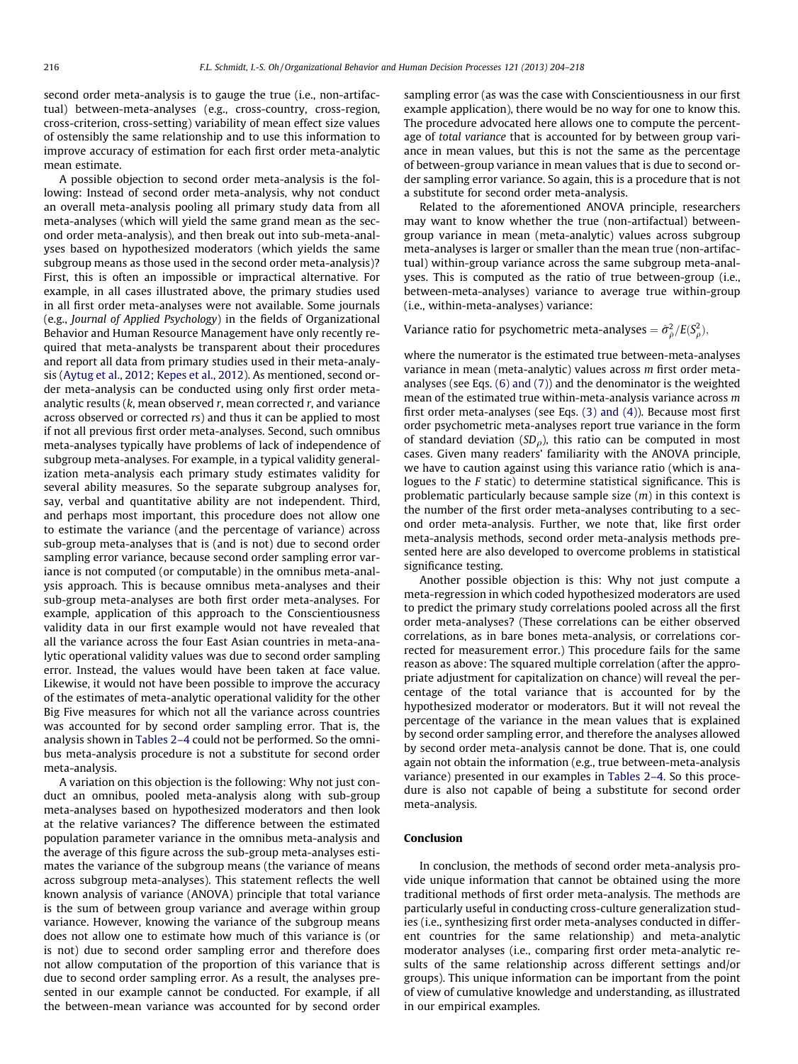second order meta-analysis is to gauge the true (i.e., non-artifactual) between-meta-analyses (e.g., cross-country, cross-region, cross-criterion, cross-setting) variability of mean effect size values of ostensibly the same relationship and to use this information to improve accuracy of estimation for each first order meta-analytic mean estimate.

A possible objection to second order meta-analysis is the following: Instead of second order meta-analysis, why not conduct an overall meta-analysis pooling all primary study data from all meta-analyses (which will yield the same grand mean as the second order meta-analysis), and then break out into sub-meta-analyses based on hypothesized moderators (which yields the same subgroup means as those used in the second order meta-analysis)? First, this is often an impossible or impractical alternative. For example, in all cases illustrated above, the primary studies used in all first order meta-analyses were not available. Some journals (e.g., *Journal of Applied Psychology*) in the fields of Organizational Behavior and Human Resource Management have only recently required that meta-analysts be transparent about their procedures and report all data from primary studies used in their meta-analysis (Aytug et al., 2012; Kepes et al., 2012). As mentioned, second order meta-analysis can be conducted using only first order meta-analytic results ($k$, mean observed $r$, mean corrected $r$, and variance across observed or corrected $r$s) and thus it can be applied to most if not all previous first order meta-analyses. Second, such omnibus meta-analyses typically have problems of lack of independence of subgroup meta-analyses. For example, in a typical validity generalization meta-analysis each primary study estimates validity for several ability measures. So the separate subgroup analyses for, say, verbal and quantitative ability are not independent. Third, and perhaps most important, this procedure does not allow one to estimate the variance (and the percentage of variance) across sub-group meta-analyses that is (and is not) due to second order sampling error variance, because second order sampling error variance is not computed (or computable) in the omnibus meta-analysis approach. This is because omnibus meta-analyses and their sub-group meta-analyses are both first order meta-analyses. For example, application of this approach to the Conscientiousness validity data in our first example would not have revealed that all the variance across the four East Asian countries in meta-analytic operational validity values was due to second order sampling error. Instead, the values would have been taken at face value. Likewise, it would not have been possible to improve the accuracy of the estimates of meta-analytic operational validity for the other Big Five measures for which not all the variance across countries was accounted for by second order sampling error. That is, the analysis shown in Tables 2–4 could not be performed. So the omnibus meta-analysis procedure is not a substitute for second order meta-analysis.

A variation on this objection is the following: Why not just conduct an omnibus, pooled meta-analysis along with sub-group meta-analyses based on hypothesized moderators and then look at the relative variances? The difference between the estimated population parameter variance in the omnibus meta-analysis and the average of this figure across the sub-group meta-analyses estimates the variance of the subgroup means (the variance of means across subgroup meta-analyses). This statement reflects the well known analysis of variance (ANOVA) principle that total variance is the sum of between group variance and average within group variance. However, knowing the variance of the subgroup means does not allow one to estimate how much of this variance is (or is not) due to second order sampling error and therefore does not allow computation of the proportion of this variance that is due to second order sampling error. As a result, the analyses presented in our example cannot be conducted. For example, if all the between-mean variance was accounted for by second order sampling error (as was the case with Conscientiousness in our first example application), there would be no way for one to know this. The procedure advocated here allows one to compute the percentage of *total variance* that is accounted for by between group variance in mean values, but this is not the same as the percentage of between-group variance in mean values that is due to second order sampling error variance. So again, this is a procedure that is not a substitute for second order meta-analysis.

Related to the aforementioned ANOVA principle, researchers may want to know whether the true (non-artifactual) between-group variance in mean (meta-analytic) values across subgroup meta-analyses is larger or smaller than the mean true (non-artifactual) within-group variance across the same subgroup meta-analyses. This is computed as the ratio of true between-group (i.e., between-meta-analyses) variance to average true within-group (i.e., within-meta-analyses) variance:

$$\text{Variance ratio for psychometric meta-analyses} = \hat{\sigma}^2_{\bar{\rho}} / E(S^2_{\rho}),$$

where the numerator is the estimated true between-meta-analyses variance in mean (meta-analytic) values across $m$ first order meta-analyses (see Eqs. (6) and (7)) and the denominator is the weighted mean of the estimated true within-meta-analysis variance across $m$ first order meta-analyses (see Eqs. (3) and (4)). Because most first order psychometric meta-analyses report true variance in the form of standard deviation ($SD_{\rho}$), this ratio can be computed in most cases. Given many readers' familiarity with the ANOVA principle, we have to caution against using this variance ratio (which is analogues to the $F$ static) to determine statistical significance. This is problematic particularly because sample size ($m$) in this context is the number of the first order meta-analyses contributing to a second order meta-analysis. Further, we note that, like first order meta-analysis methods, second order meta-analysis methods presented here are also developed to overcome problems in statistical significance testing.

Another possible objection is this: Why not just compute a meta-regression in which coded hypothesized moderators are used to predict the primary study correlations pooled across all the first order meta-analyses? (These correlations can be either observed correlations, as in bare bones meta-analysis, or correlations corrected for measurement error.) This procedure fails for the same reason as above: The squared multiple correlation (after the appropriate adjustment for capitalization on chance) will reveal the percentage of the total variance that is accounted for by the hypothesized moderator or moderators. But it will not reveal the percentage of the variance in the mean values that is explained by second order sampling error, and therefore the analyses allowed by second order meta-analysis cannot be done. That is, one could again not obtain the information (e.g., true between-meta-analysis variance) presented in our examples in Tables 2–4. So this procedure is also not capable of being a substitute for second order meta-analysis.

## Conclusion

In conclusion, the methods of second order meta-analysis provide unique information that cannot be obtained using the more traditional methods of first order meta-analysis. The methods are particularly useful in conducting cross-culture generalization studies (i.e., synthesizing first order meta-analyses conducted in different countries for the same relationship) and meta-analytic moderator analyses (i.e., comparing first order meta-analytic results of the same relationship across different settings and/or groups). This unique information can be important from the point of view of cumulative knowledge and understanding, as illustrated in our empirical examples.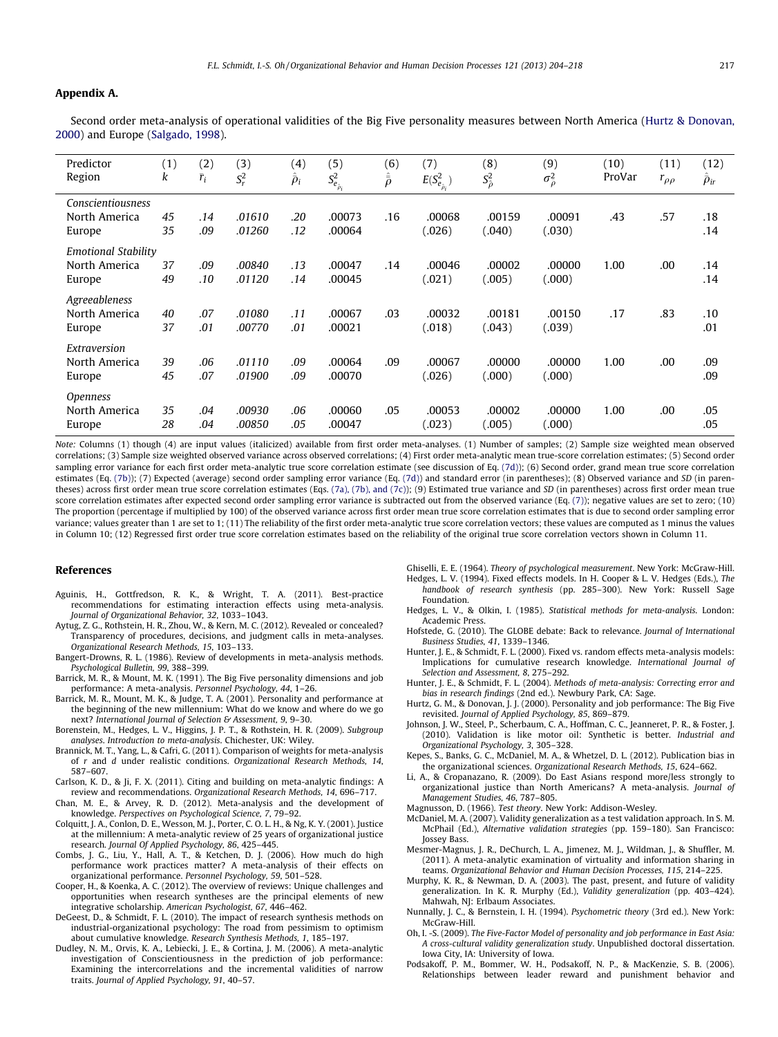## Appendix A.

Second order meta-analysis of operational validities of the Big Five personality measures between North America (Hurtz & Donovan, 2000) and Europe (Salgado, 1998).

| Predictor<br>Region | (1)<br>$k$ | (2)<br>$\bar{r}_i$ | (3)<br>$S_r^2$ | (4)<br>$\hat{\bar{\rho}}_i$ | (5)<br>$S^2_{e_{\hat{\bar{\rho}}_i}}$ | (6)<br>$\hat{\bar{\bar{\rho}}}$ | (7)<br>$E(S^2_{e_{\hat{\bar{\rho}}_i}})$ | (8)<br>$S^2_{\hat{\bar{\rho}}}$ | (9)<br>$\sigma^2_{\bar{\rho}}$ | (10)<br>ProVar | (11)<br>$r_{\rho\rho}$ | (12)<br>$\hat{\bar{\rho}}_{ir}$ |
|---|---|---|---|---|---|---|---|---|---|---|---|---|
| *Conscientiousness* | | | | | | | | | | | | |
| North America | *45* | *.14* | *.01610* | *.20* | .00073 | .16 | .00068 | .00159 | .00091 | .43 | .57 | .18 |
| Europe | *35* | *.09* | *.01260* | *.12* | .00064 | | (.026) | (.040) | (.030) | | | .14 |
| *Emotional Stability* | | | | | | | | | | | | |
| North America | *37* | *.09* | *.00840* | *.13* | .00047 | .14 | .00046 | .00002 | .00000 | 1.00 | .00 | .14 |
| Europe | *49* | *.10* | *.01120* | *.14* | .00045 | | (.021) | (.005) | (.000) | | | .14 |
| *Agreeableness* | | | | | | | | | | | | |
| North America | *40* | *.07* | *.01080* | *.11* | .00067 | .03 | .00032 | .00181 | .00150 | .17 | .83 | .10 |
| Europe | *37* | *.01* | *.00770* | *.01* | .00021 | | (.018) | (.043) | (.039) | | | .01 |
| *Extraversion* | | | | | | | | | | | | |
| North America | *39* | *.06* | *.01110* | *.09* | .00064 | .09 | .00067 | .00000 | .00000 | 1.00 | .00 | .09 |
| Europe | *45* | *.07* | *.01900* | *.09* | .00070 | | (.026) | (.000) | (.000) | | | .09 |
| *Openness* | | | | | | | | | | | | |
| North America | *35* | *.04* | *.00930* | *.06* | .00060 | .05 | .00053 | .00002 | .00000 | 1.00 | .00 | .05 |
| Europe | *28* | *.04* | *.00850* | *.05* | .00047 | | (.023) | (.005) | (.000) | | | .05 |

*Note:* Columns (1) though (4) are input values (italicized) available from first order meta-analyses. (1) Number of samples; (2) Sample size weighted mean observed correlations; (3) Sample size weighted observed variance across observed correlations; (4) First order meta-analytic mean true-score correlation estimates; (5) Second order sampling error variance for each first order meta-analytic true score correlation estimate (see discussion of Eq. (7d)); (6) Second order, grand mean true score correlation estimates (Eq. (7b)); (7) Expected (average) second order sampling error variance (Eq. (7d)) and standard error (in parentheses); (8) Observed variance and SD (in parentheses) across first order mean true score correlation estimates (Eqs. (7a), (7b), and (7c)); (9) Estimated true variance and SD (in parentheses) across first order mean true score correlation estimates after expected second order sampling error variance is subtracted out from the observed variance (Eq. (7)); negative values are set to zero; (10) The proportion (percentage if multiplied by 100) of the observed variance across first order mean true score correlation estimates that is due to second order sampling error variance; values greater than 1 are set to 1; (11) The reliability of the first order meta-analytic true score correlation vectors; these values are computed as 1 minus the values in Column 10; (12) Regressed first order true score correlation estimates based on the reliability of the original true score correlation vectors shown in Column 11.

## References

Aguinis, H., Gottfredson, R. K., & Wright, T. A. (2011). Best-practice recommendations for estimating interaction effects using meta-analysis. *Journal of Organizational Behavior, 32*, 1033–1043.

Aytug, Z. G., Rothstein, H. R., Zhou, W., & Kern, M. C. (2012). Revealed or concealed? Transparency of procedures, decisions, and judgment calls in meta-analyses. *Organizational Research Methods, 15*, 103–133.

Bangert-Drowns, R. L. (1986). Review of developments in meta-analysis methods. *Psychological Bulletin, 99*, 388–399.

Barrick, M. R., & Mount, M. K. (1991). The Big Five personality dimensions and job performance: A meta-analysis. *Personnel Psychology, 44*, 1–26.

Barrick, M. R., Mount, M. K., & Judge, T. A. (2001). Personality and performance at the beginning of the new millennium: What do we know and where do we go next? *International Journal of Selection & Assessment, 9*, 9–30.

Borenstein, M., Hedges, L. V., Higgins, J. P. T., & Rothstein, H. R. (2009). *Subgroup analyses. Introduction to meta-analysis*. Chichester, UK: Wiley.

Brannick, M. T., Yang, L., & Cafri, G. (2011). Comparison of weights for meta-analysis of r and d under realistic conditions. *Organizational Research Methods, 14*, 587–607.

Carlson, K. D., & Ji, F. X. (2011). Citing and building on meta-analytic findings: A review and recommendations. *Organizational Research Methods, 14*, 696–717.

Chan, M. E., & Arvey, R. D. (2012). Meta-analysis and the development of knowledge. *Perspectives on Psychological Science, 7*, 79–92.

Colquitt, J. A., Conlon, D. E., Wesson, M. J., Porter, C. O. L. H., & Ng, K. Y. (2001). Justice at the millennium: A meta-analytic review of 25 years of organizational justice research. *Journal Of Applied Psychology, 86*, 425–445.

Combs, J. G., Liu, Y., Hall, A. T., & Ketchen, D. J. (2006). How much do high performance work practices matter? A meta-analysis of their effects on organizational performance. *Personnel Psychology, 59*, 501–528.

Cooper, H., & Koenka, A. C. (2012). The overview of reviews: Unique challenges and opportunities when research syntheses are the principal elements of new integrative scholarship. *American Psychologist, 67*, 446–462.

DeGeest, D., & Schmidt, F. L. (2010). The impact of research synthesis methods on industrial-organizational psychology: The road from pessimism to optimism about cumulative knowledge. *Research Synthesis Methods, 1*, 185–197.

Dudley, N. M., Orvis, K. A., Lebiecki, J. E., & Cortina, J. M. (2006). A meta-analytic investigation of Conscientiousness in the prediction of job performance: Examining the intercorrelations and the incremental validities of narrow traits. *Journal of Applied Psychology, 91*, 40–57.

Ghiselli, E. E. (1964). *Theory of psychological measurement*. New York: McGraw-Hill.

Hedges, L. V. (1994). Fixed effects models. In H. Cooper & L. V. Hedges (Eds.), *The handbook of research synthesis* (pp. 285–300). New York: Russell Sage Foundation.

Hedges, L. V., & Olkin, I. (1985). *Statistical methods for meta-analysis*. London: Academic Press.

Hofstede, G. (2010). The GLOBE debate: Back to relevance. *Journal of International Business Studies, 41*, 1339–1346.

Hunter, J. E., & Schmidt, F. L. (2000). Fixed vs. random effects meta-analysis models: Implications for cumulative research knowledge. *International Journal of Selection and Assessment, 8*, 275–292.

Hunter, J. E., & Schmidt, F. L. (2004). *Methods of meta-analysis: Correcting error and bias in research findings* (2nd ed.). Newbury Park, CA: Sage.

Hurtz, G. M., & Donovan, J. J. (2000). Personality and job performance: The Big Five revisited. *Journal of Applied Psychology, 85*, 869–879.

Johnson, J. W., Steel, P., Scherbaum, C. A., Hoffman, C. C., Jeanneret, P. R., & Foster, J. (2010). Validation is like motor oil: Synthetic is better. *Industrial and Organizational Psychology, 3*, 305–328.

Kepes, S., Banks, G. C., McDaniel, M. A., & Whetzel, D. L. (2012). Publication bias in the organizational sciences. *Organizational Research Methods, 15*, 624–662.

Li, A., & Cropanazano, R. (2009). Do East Asians respond more/less strongly to organizational justice than North Americans? A meta-analysis. *Journal of Management Studies, 46*, 787–805.

Magnusson, D. (1966). *Test theory*. New York: Addison-Wesley.

McDaniel, M. A. (2007). Validity generalization as a test validation approach. In S. M. McPhail (Ed.), *Alternative validation strategies* (pp. 159–180). San Francisco: Jossey Bass.

Mesmer-Magnus, J. R., DeChurch, L. A., Jimenez, M. J., Wildman, J., & Shuffler, M. (2011). A meta-analytic examination of virtuality and information sharing in teams. *Organizational Behavior and Human Decision Processes, 115*, 214–225.

Murphy, K. R., & Newman, D. A. (2003). The past, present, and future of validity generalization. In K. R. Murphy (Ed.), *Validity generalization* (pp. 403–424). Mahwah, NJ: Erlbaum Associates.

Nunnally, J. C., & Bernstein, I. H. (1994). *Psychometric theory* (3rd ed.). New York: McGraw-Hill.

Oh, I. -S. (2009). *The Five-Factor Model of personality and job performance in East Asia: A cross-cultural validity generalization study*. Unpublished doctoral dissertation. Iowa City, IA: University of Iowa.

Podsakoff, P. M., Bommer, W. H., Podsakoff, N. P., & MacKenzie, S. B. (2006). Relationships between leader reward and punishment behavior and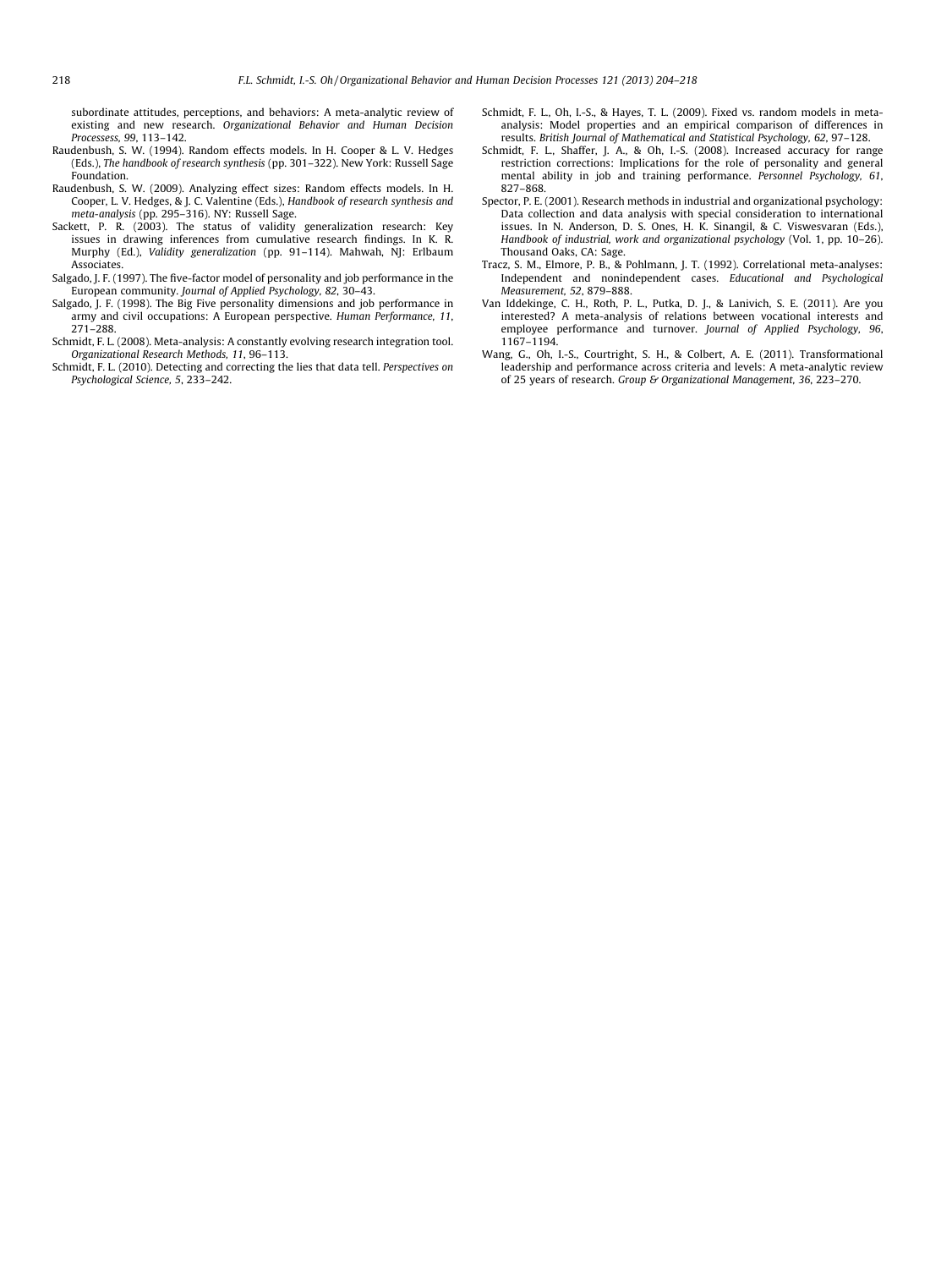subordinate attitudes, perceptions, and behaviors: A meta-analytic review of existing and new research. *Organizational Behavior and Human Decision Processess, 99*, 113–142.

Raudenbush, S. W. (1994). Random effects models. In H. Cooper & L. V. Hedges (Eds.), *The handbook of research synthesis* (pp. 301–322). New York: Russell Sage Foundation.

Raudenbush, S. W. (2009). Analyzing effect sizes: Random effects models. In H. Cooper, L. V. Hedges, & J. C. Valentine (Eds.), *Handbook of research synthesis and meta-analysis* (pp. 295–316). NY: Russell Sage.

Sackett, P. R. (2003). The status of validity generalization research: Key issues in drawing inferences from cumulative research findings. In K. R. Murphy (Ed.), *Validity generalization* (pp. 91–114). Mahwah, NJ: Erlbaum Associates.

Salgado, J. F. (1997). The five-factor model of personality and job performance in the European community. *Journal of Applied Psychology, 82*, 30–43.

Salgado, J. F. (1998). The Big Five personality dimensions and job performance in army and civil occupations: A European perspective. *Human Performance, 11*, 271–288.

Schmidt, F. L. (2008). Meta-analysis: A constantly evolving research integration tool. *Organizational Research Methods, 11*, 96–113.

Schmidt, F. L. (2010). Detecting and correcting the lies that data tell. *Perspectives on Psychological Science, 5*, 233–242.

Schmidt, F. L., Oh, I.-S., & Hayes, T. L. (2009). Fixed vs. random models in meta-analysis: Model properties and an empirical comparison of differences in results. *British Journal of Mathematical and Statistical Psychology, 62*, 97–128.

Schmidt, F. L., Shaffer, J. A., & Oh, I.-S. (2008). Increased accuracy for range restriction corrections: Implications for the role of personality and general mental ability in job and training performance. *Personnel Psychology, 61*, 827–868.

Spector, P. E. (2001). Research methods in industrial and organizational psychology: Data collection and data analysis with special consideration to international issues. In N. Anderson, D. S. Ones, H. K. Sinangil, & C. Viswesvaran (Eds.), *Handbook of industrial, work and organizational psychology* (Vol. 1, pp. 10–26). Thousand Oaks, CA: Sage.

Tracz, S. M., Elmore, P. B., & Pohlmann, J. T. (1992). Correlational meta-analyses: Independent and nonindependent cases. *Educational and Psychological Measurement, 52*, 879–888.

Van Iddekinge, C. H., Roth, P. L., Putka, D. J., & Lanivich, S. E. (2011). Are you interested? A meta-analysis of relations between vocational interests and employee performance and turnover. *Journal of Applied Psychology, 96*, 1167–1194.

Wang, G., Oh, I.-S., Courtright, S. H., & Colbert, A. E. (2011). Transformational leadership and performance across criteria and levels: A meta-analytic review of 25 years of research. *Group & Organizational Management, 36*, 223–270.